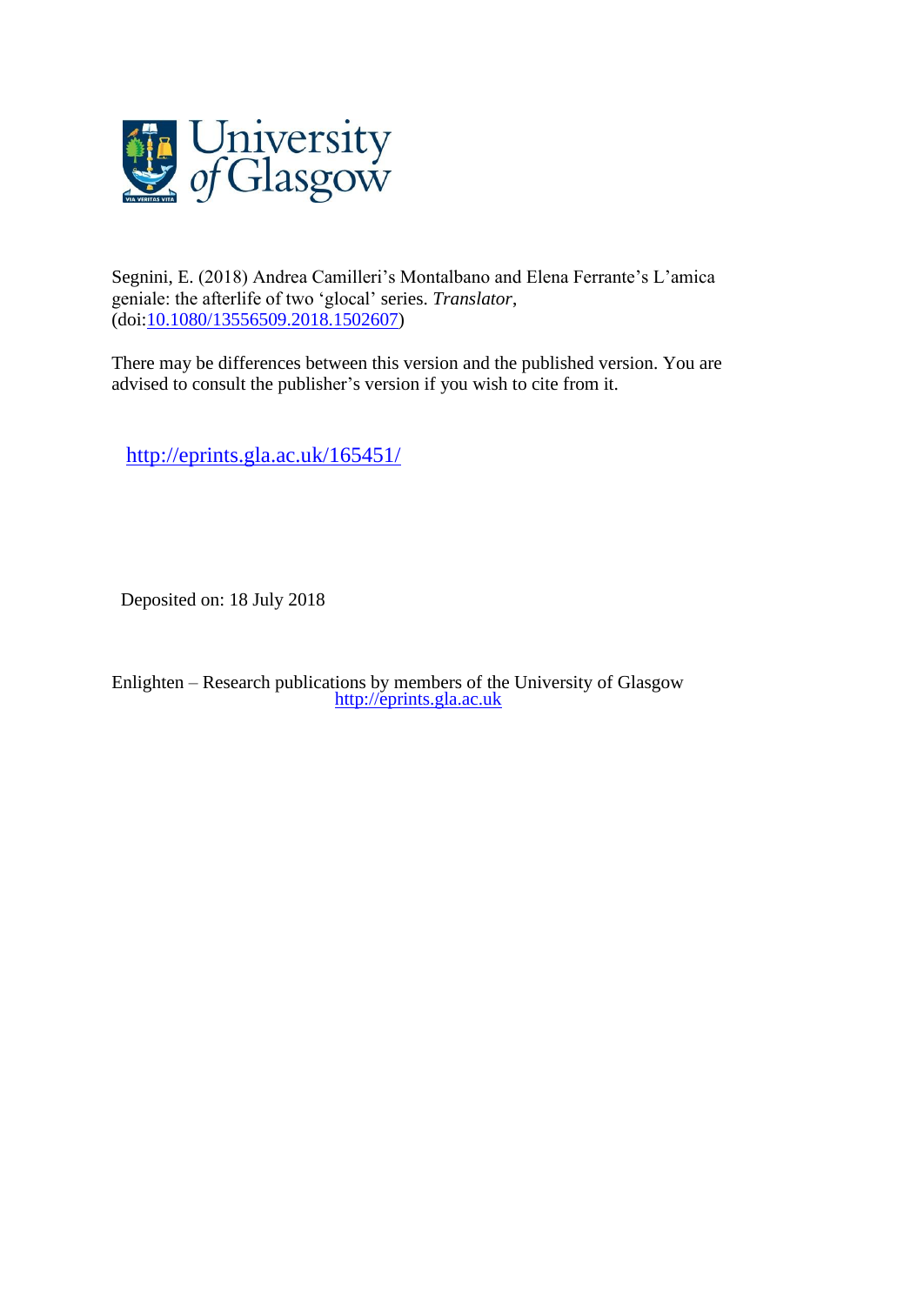Segnini, E. (2018) Andrea Camilleri's Montalbano and Elena Ferrante's L'amica geniale: the afterlife of two 'glocal' series. *Translator*, (doi:10.1080/13556509.2018.1502607)

There may be differences between this version and the published version. You are advised to consult the publisher's version if you wish to cite from it.

http://eprints.gla.ac.uk/165451/

Deposited on: 18 July 2018

Enlighten – Research publications by members of the University of Glasgow
http://eprints.gla.ac.uk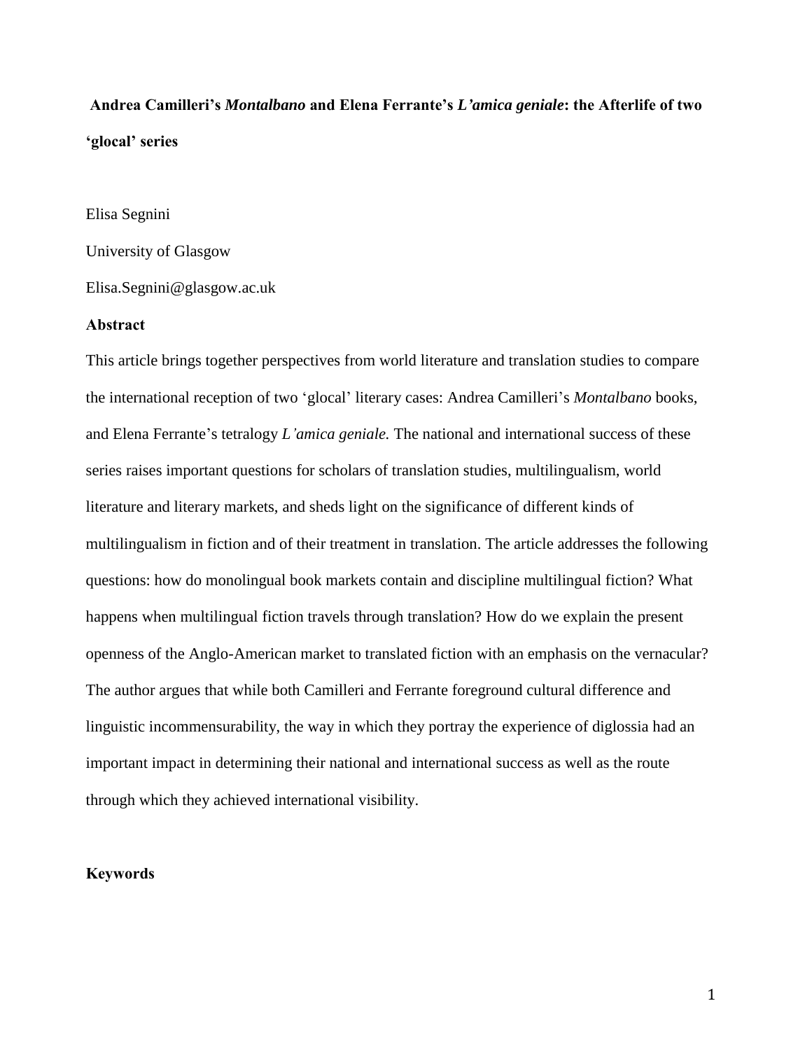**Andrea Camilleri's *Montalbano* and Elena Ferrante's *L'amica geniale*: the Afterlife of two 'glocal' series**

Elisa Segnini

University of Glasgow

Elisa.Segnini@glasgow.ac.uk

**Abstract**

This article brings together perspectives from world literature and translation studies to compare the international reception of two 'glocal' literary cases: Andrea Camilleri's *Montalbano* books, and Elena Ferrante's tetralogy *L'amica geniale.* The national and international success of these series raises important questions for scholars of translation studies, multilingualism, world literature and literary markets, and sheds light on the significance of different kinds of multilingualism in fiction and of their treatment in translation. The article addresses the following questions: how do monolingual book markets contain and discipline multilingual fiction? What happens when multilingual fiction travels through translation? How do we explain the present openness of the Anglo-American market to translated fiction with an emphasis on the vernacular? The author argues that while both Camilleri and Ferrante foreground cultural difference and linguistic incommensurability, the way in which they portray the experience of diglossia had an important impact in determining their national and international success as well as the route through which they achieved international visibility.

**Keywords**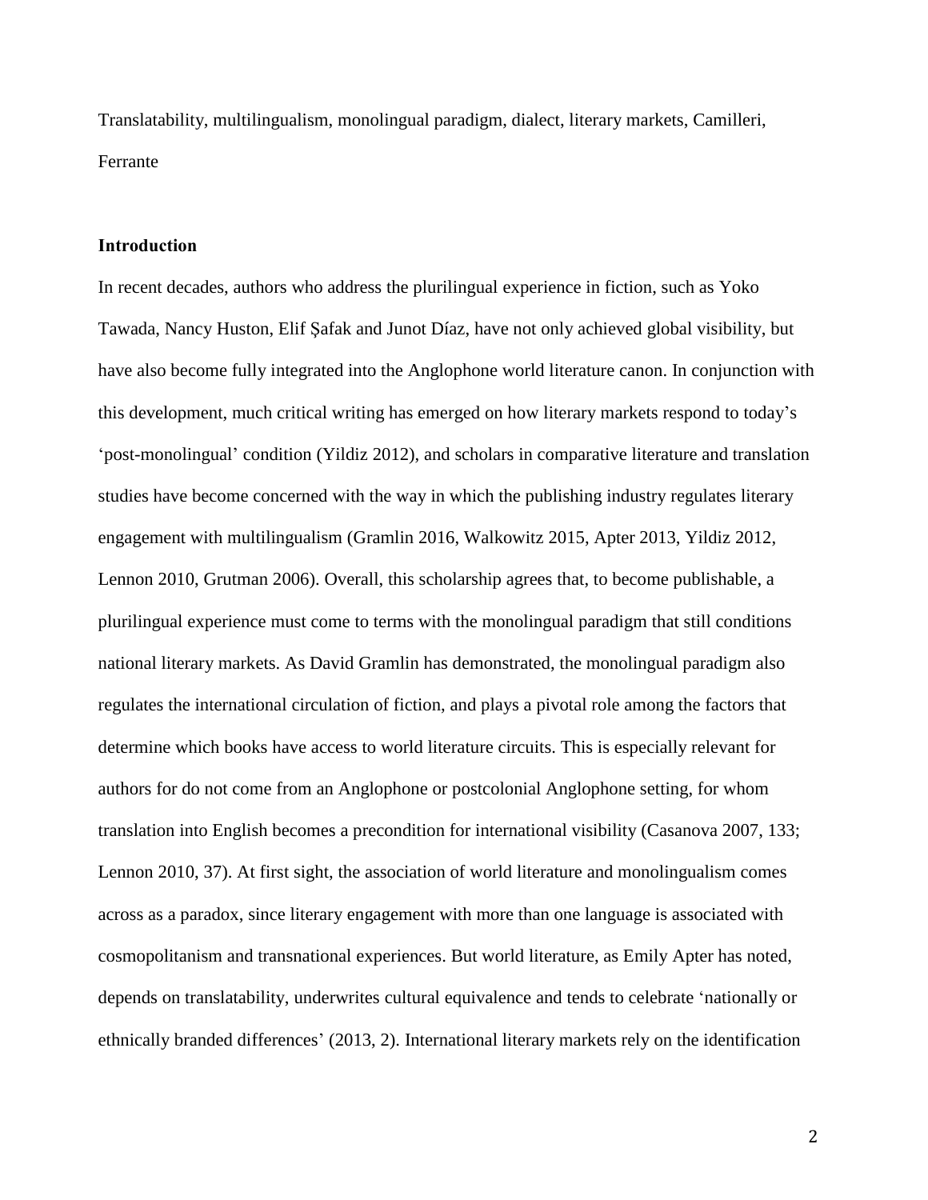Translatability, multilingualism, monolingual paradigm, dialect, literary markets, Camilleri, Ferrante

### Introduction

In recent decades, authors who address the plurilingual experience in fiction, such as Yoko Tawada, Nancy Huston, Elif Şafak and Junot Díaz, have not only achieved global visibility, but have also become fully integrated into the Anglophone world literature canon. In conjunction with this development, much critical writing has emerged on how literary markets respond to today's 'post-monolingual' condition (Yildiz 2012), and scholars in comparative literature and translation studies have become concerned with the way in which the publishing industry regulates literary engagement with multilingualism (Gramlin 2016, Walkowitz 2015, Apter 2013, Yildiz 2012, Lennon 2010, Grutman 2006). Overall, this scholarship agrees that, to become publishable, a plurilingual experience must come to terms with the monolingual paradigm that still conditions national literary markets. As David Gramlin has demonstrated, the monolingual paradigm also regulates the international circulation of fiction, and plays a pivotal role among the factors that determine which books have access to world literature circuits. This is especially relevant for authors for do not come from an Anglophone or postcolonial Anglophone setting, for whom translation into English becomes a precondition for international visibility (Casanova 2007, 133; Lennon 2010, 37). At first sight, the association of world literature and monolingualism comes across as a paradox, since literary engagement with more than one language is associated with cosmopolitanism and transnational experiences. But world literature, as Emily Apter has noted, depends on translatability, underwrites cultural equivalence and tends to celebrate 'nationally or ethnically branded differences' (2013, 2). International literary markets rely on the identification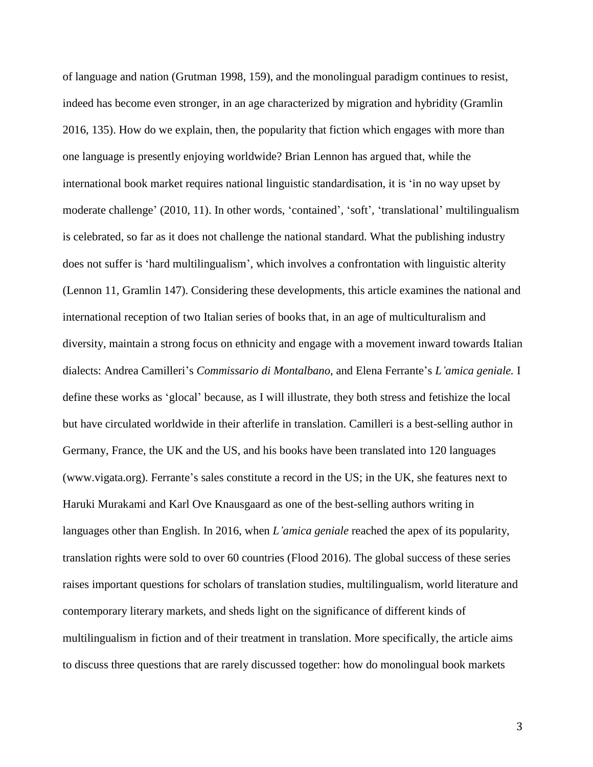of language and nation (Grutman 1998, 159), and the monolingual paradigm continues to resist, indeed has become even stronger, in an age characterized by migration and hybridity (Gramlin 2016, 135). How do we explain, then, the popularity that fiction which engages with more than one language is presently enjoying worldwide? Brian Lennon has argued that, while the international book market requires national linguistic standardisation, it is 'in no way upset by moderate challenge' (2010, 11). In other words, 'contained', 'soft', 'translational' multilingualism is celebrated, so far as it does not challenge the national standard. What the publishing industry does not suffer is 'hard multilingualism', which involves a confrontation with linguistic alterity (Lennon 11, Gramlin 147). Considering these developments, this article examines the national and international reception of two Italian series of books that, in an age of multiculturalism and diversity, maintain a strong focus on ethnicity and engage with a movement inward towards Italian dialects: Andrea Camilleri's *Commissario di Montalbano*, and Elena Ferrante's *L'amica geniale.* I define these works as 'glocal' because, as I will illustrate, they both stress and fetishize the local but have circulated worldwide in their afterlife in translation. Camilleri is a best-selling author in Germany, France, the UK and the US, and his books have been translated into 120 languages (www.vigata.org). Ferrante's sales constitute a record in the US; in the UK, she features next to Haruki Murakami and Karl Ove Knausgaard as one of the best-selling authors writing in languages other than English. In 2016, when *L'amica geniale* reached the apex of its popularity, translation rights were sold to over 60 countries (Flood 2016). The global success of these series raises important questions for scholars of translation studies, multilingualism, world literature and contemporary literary markets, and sheds light on the significance of different kinds of multilingualism in fiction and of their treatment in translation. More specifically, the article aims to discuss three questions that are rarely discussed together: how do monolingual book markets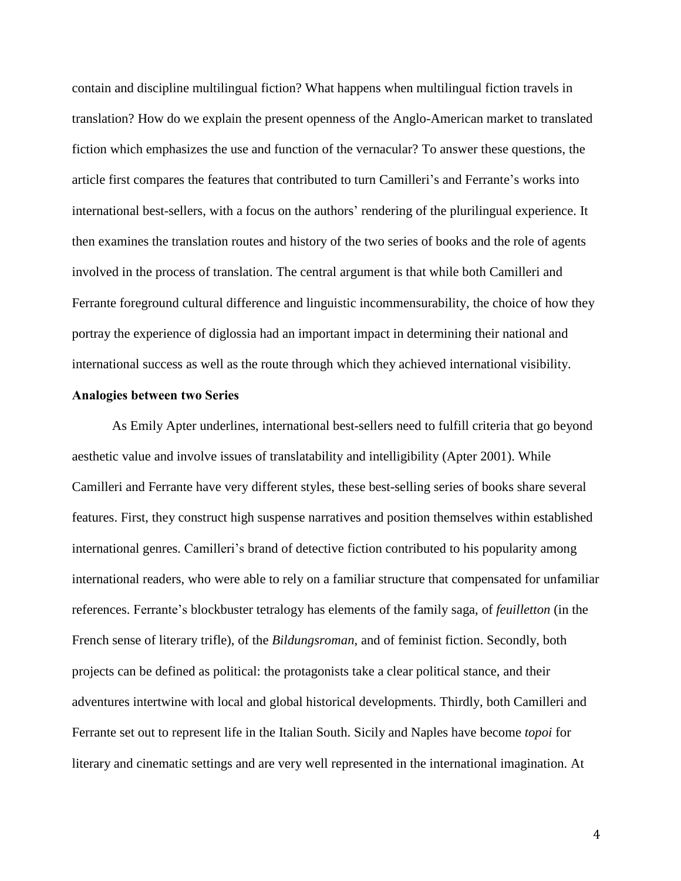contain and discipline multilingual fiction? What happens when multilingual fiction travels in translation? How do we explain the present openness of the Anglo-American market to translated fiction which emphasizes the use and function of the vernacular? To answer these questions, the article first compares the features that contributed to turn Camilleri's and Ferrante's works into international best-sellers, with a focus on the authors' rendering of the plurilingual experience. It then examines the translation routes and history of the two series of books and the role of agents involved in the process of translation. The central argument is that while both Camilleri and Ferrante foreground cultural difference and linguistic incommensurability, the choice of how they portray the experience of diglossia had an important impact in determining their national and international success as well as the route through which they achieved international visibility.

**Analogies between two Series**

As Emily Apter underlines, international best-sellers need to fulfill criteria that go beyond aesthetic value and involve issues of translatability and intelligibility (Apter 2001). While Camilleri and Ferrante have very different styles, these best-selling series of books share several features. First, they construct high suspense narratives and position themselves within established international genres. Camilleri's brand of detective fiction contributed to his popularity among international readers, who were able to rely on a familiar structure that compensated for unfamiliar references. Ferrante's blockbuster tetralogy has elements of the family saga, of *feuilletton* (in the French sense of literary trifle), of the *Bildungsroman*, and of feminist fiction. Secondly, both projects can be defined as political: the protagonists take a clear political stance, and their adventures intertwine with local and global historical developments. Thirdly, both Camilleri and Ferrante set out to represent life in the Italian South. Sicily and Naples have become *topoi* for literary and cinematic settings and are very well represented in the international imagination. At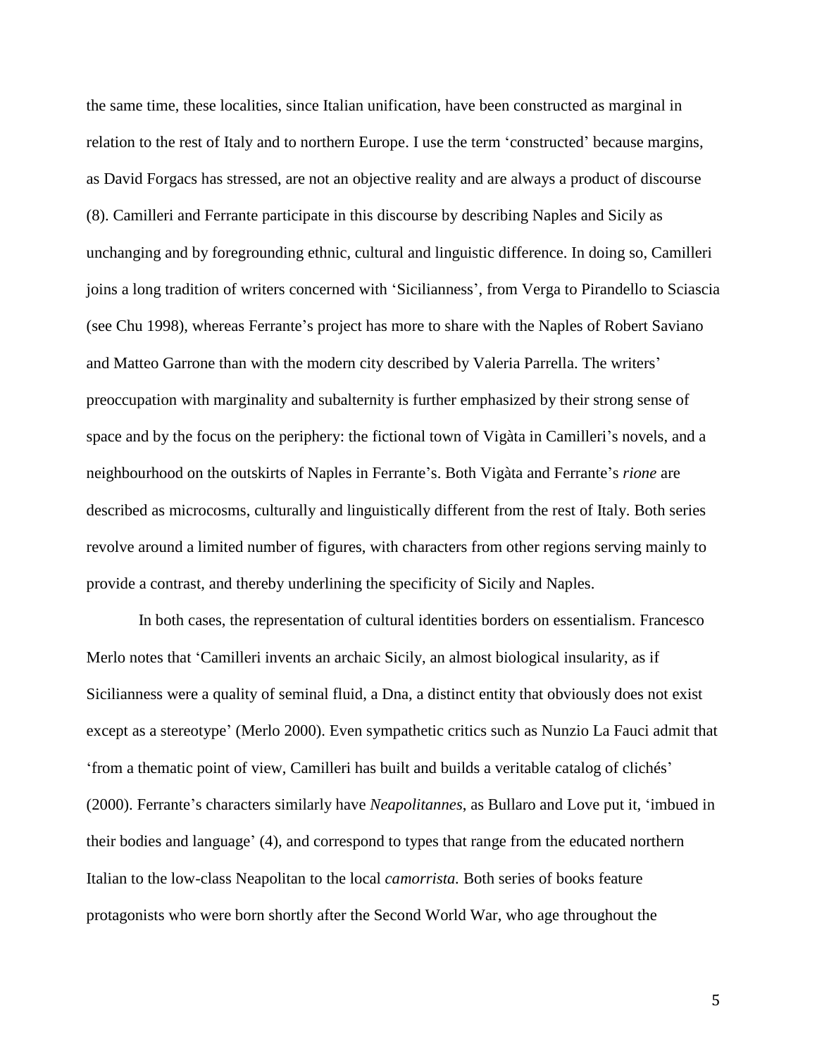the same time, these localities, since Italian unification, have been constructed as marginal in relation to the rest of Italy and to northern Europe. I use the term 'constructed' because margins, as David Forgacs has stressed, are not an objective reality and are always a product of discourse (8). Camilleri and Ferrante participate in this discourse by describing Naples and Sicily as unchanging and by foregrounding ethnic, cultural and linguistic difference. In doing so, Camilleri joins a long tradition of writers concerned with 'Sicilianness', from Verga to Pirandello to Sciascia (see Chu 1998), whereas Ferrante's project has more to share with the Naples of Robert Saviano and Matteo Garrone than with the modern city described by Valeria Parrella. The writers' preoccupation with marginality and subalternity is further emphasized by their strong sense of space and by the focus on the periphery: the fictional town of Vigàta in Camilleri's novels, and a neighbourhood on the outskirts of Naples in Ferrante's. Both Vigàta and Ferrante's *rione* are described as microcosms, culturally and linguistically different from the rest of Italy. Both series revolve around a limited number of figures, with characters from other regions serving mainly to provide a contrast, and thereby underlining the specificity of Sicily and Naples.

In both cases, the representation of cultural identities borders on essentialism. Francesco Merlo notes that 'Camilleri invents an archaic Sicily, an almost biological insularity, as if Sicilianness were a quality of seminal fluid, a Dna, a distinct entity that obviously does not exist except as a stereotype' (Merlo 2000). Even sympathetic critics such as Nunzio La Fauci admit that 'from a thematic point of view, Camilleri has built and builds a veritable catalog of clichés' (2000). Ferrante's characters similarly have *Neapolitannes*, as Bullaro and Love put it, 'imbued in their bodies and language' (4), and correspond to types that range from the educated northern Italian to the low-class Neapolitan to the local *camorrista.* Both series of books feature protagonists who were born shortly after the Second World War, who age throughout the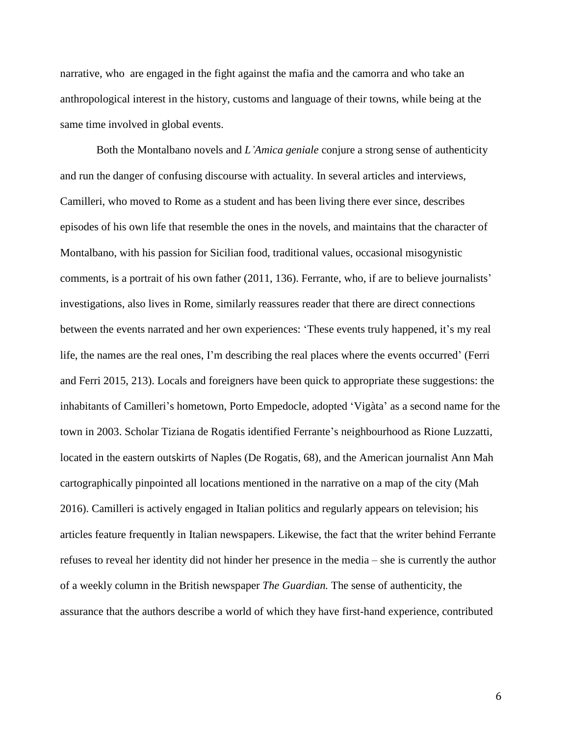narrative, who  are engaged in the fight against the mafia and the camorra and who take an anthropological interest in the history, customs and language of their towns, while being at the same time involved in global events.

Both the Montalbano novels and *L'Amica geniale* conjure a strong sense of authenticity and run the danger of confusing discourse with actuality. In several articles and interviews, Camilleri, who moved to Rome as a student and has been living there ever since, describes episodes of his own life that resemble the ones in the novels, and maintains that the character of Montalbano, with his passion for Sicilian food, traditional values, occasional misogynistic comments, is a portrait of his own father (2011, 136). Ferrante, who, if are to believe journalists' investigations, also lives in Rome, similarly reassures reader that there are direct connections between the events narrated and her own experiences: 'These events truly happened, it's my real life, the names are the real ones, I'm describing the real places where the events occurred' (Ferri and Ferri 2015, 213). Locals and foreigners have been quick to appropriate these suggestions: the inhabitants of Camilleri's hometown, Porto Empedocle, adopted 'Vigàta' as a second name for the town in 2003. Scholar Tiziana de Rogatis identified Ferrante's neighbourhood as Rione Luzzatti, located in the eastern outskirts of Naples (De Rogatis, 68), and the American journalist Ann Mah cartographically pinpointed all locations mentioned in the narrative on a map of the city (Mah 2016). Camilleri is actively engaged in Italian politics and regularly appears on television; his articles feature frequently in Italian newspapers. Likewise, the fact that the writer behind Ferrante refuses to reveal her identity did not hinder her presence in the media – she is currently the author of a weekly column in the British newspaper *The Guardian.* The sense of authenticity, the assurance that the authors describe a world of which they have first-hand experience, contributed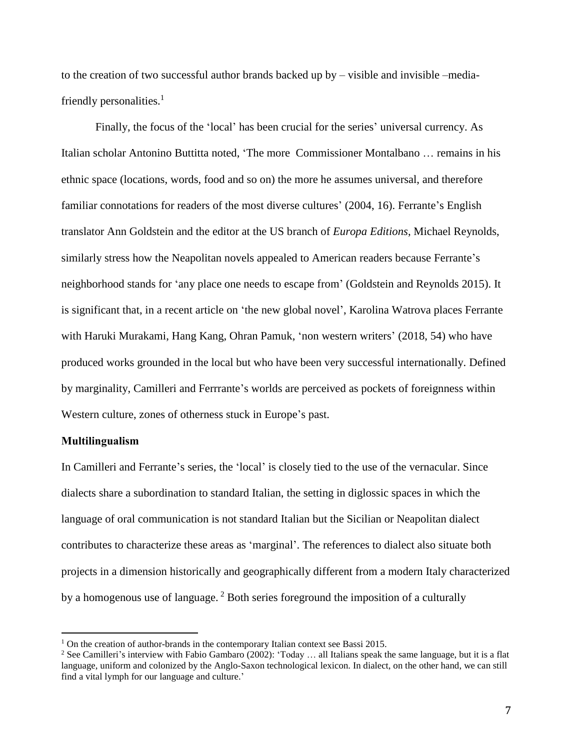to the creation of two successful author brands backed up by – visible and invisible –media-friendly personalities.[1]

Finally, the focus of the 'local' has been crucial for the series' universal currency. As Italian scholar Antonino Buttitta noted, 'The more  Commissioner Montalbano … remains in his ethnic space (locations, words, food and so on) the more he assumes universal, and therefore familiar connotations for readers of the most diverse cultures' (2004, 16). Ferrante's English translator Ann Goldstein and the editor at the US branch of *Europa Editions*, Michael Reynolds, similarly stress how the Neapolitan novels appealed to American readers because Ferrante's neighborhood stands for 'any place one needs to escape from' (Goldstein and Reynolds 2015). It is significant that, in a recent article on 'the new global novel', Karolina Watrova places Ferrante with Haruki Murakami, Hang Kang, Ohran Pamuk, 'non western writers' (2018, 54) who have produced works grounded in the local but who have been very successful internationally. Defined by marginality, Camilleri and Ferrrante's worlds are perceived as pockets of foreignness within Western culture, zones of otherness stuck in Europe's past.

**Multilingualism**

In Camilleri and Ferrante's series, the 'local' is closely tied to the use of the vernacular. Since dialects share a subordination to standard Italian, the setting in diglossic spaces in which the language of oral communication is not standard Italian but the Sicilian or Neapolitan dialect contributes to characterize these areas as 'marginal'. The references to dialect also situate both projects in a dimension historically and geographically different from a modern Italy characterized by a homogenous use of language. [2] Both series foreground the imposition of a culturally

---

[1] On the creation of author-brands in the contemporary Italian context see Bassi 2015.

[2] See Camilleri's interview with Fabio Gambaro (2002): 'Today … all Italians speak the same language, but it is a flat language, uniform and colonized by the Anglo-Saxon technological lexicon. In dialect, on the other hand, we can still find a vital lymph for our language and culture.'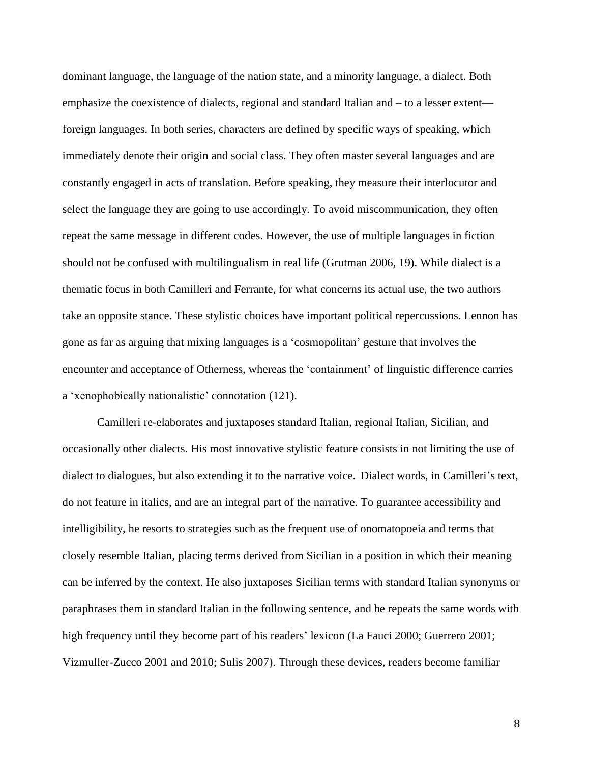dominant language, the language of the nation state, and a minority language, a dialect. Both emphasize the coexistence of dialects, regional and standard Italian and – to a lesser extent— foreign languages. In both series, characters are defined by specific ways of speaking, which immediately denote their origin and social class. They often master several languages and are constantly engaged in acts of translation. Before speaking, they measure their interlocutor and select the language they are going to use accordingly. To avoid miscommunication, they often repeat the same message in different codes. However, the use of multiple languages in fiction should not be confused with multilingualism in real life (Grutman 2006, 19). While dialect is a thematic focus in both Camilleri and Ferrante, for what concerns its actual use, the two authors take an opposite stance. These stylistic choices have important political repercussions. Lennon has gone as far as arguing that mixing languages is a 'cosmopolitan' gesture that involves the encounter and acceptance of Otherness, whereas the 'containment' of linguistic difference carries a 'xenophobically nationalistic' connotation (121).

Camilleri re-elaborates and juxtaposes standard Italian, regional Italian, Sicilian, and occasionally other dialects. His most innovative stylistic feature consists in not limiting the use of dialect to dialogues, but also extending it to the narrative voice. Dialect words, in Camilleri's text, do not feature in italics, and are an integral part of the narrative. To guarantee accessibility and intelligibility, he resorts to strategies such as the frequent use of onomatopoeia and terms that closely resemble Italian, placing terms derived from Sicilian in a position in which their meaning can be inferred by the context. He also juxtaposes Sicilian terms with standard Italian synonyms or paraphrases them in standard Italian in the following sentence, and he repeats the same words with high frequency until they become part of his readers' lexicon (La Fauci 2000; Guerrero 2001; Vizmuller-Zucco 2001 and 2010; Sulis 2007). Through these devices, readers become familiar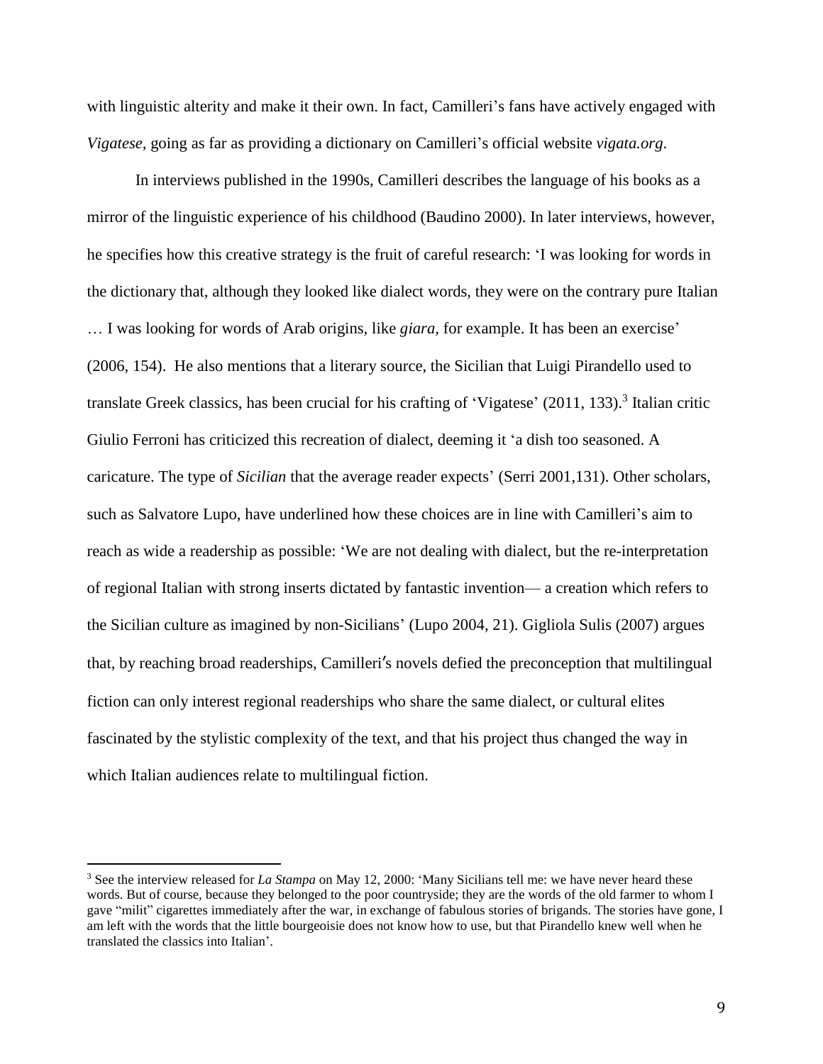with linguistic alterity and make it their own. In fact, Camilleri's fans have actively engaged with *Vigatese*, going as far as providing a dictionary on Camilleri's official website *vigata.org*.

In interviews published in the 1990s, Camilleri describes the language of his books as a mirror of the linguistic experience of his childhood (Baudino 2000). In later interviews, however, he specifies how this creative strategy is the fruit of careful research: 'I was looking for words in the dictionary that, although they looked like dialect words, they were on the contrary pure Italian … I was looking for words of Arab origins, like *giara*, for example. It has been an exercise' (2006, 154). He also mentions that a literary source, the Sicilian that Luigi Pirandello used to translate Greek classics, has been crucial for his crafting of 'Vigatese' (2011, 133).[3] Italian critic Giulio Ferroni has criticized this recreation of dialect, deeming it 'a dish too seasoned. A caricature. The type of *Sicilian* that the average reader expects' (Serri 2001,131). Other scholars, such as Salvatore Lupo, have underlined how these choices are in line with Camilleri's aim to reach as wide a readership as possible: 'We are not dealing with dialect, but the re-interpretation of regional Italian with strong inserts dictated by fantastic invention— a creation which refers to the Sicilian culture as imagined by non-Sicilians' (Lupo 2004, 21). Gigliola Sulis (2007) argues that, by reaching broad readerships, Camilleri's novels defied the preconception that multilingual fiction can only interest regional readerships who share the same dialect, or cultural elites fascinated by the stylistic complexity of the text, and that his project thus changed the way in which Italian audiences relate to multilingual fiction.

---

[3] See the interview released for *La Stampa* on May 12, 2000: 'Many Sicilians tell me: we have never heard these words. But of course, because they belonged to the poor countryside; they are the words of the old farmer to whom I gave "milit" cigarettes immediately after the war, in exchange of fabulous stories of brigands. The stories have gone, I am left with the words that the little bourgeoisie does not know how to use, but that Pirandello knew well when he translated the classics into Italian'.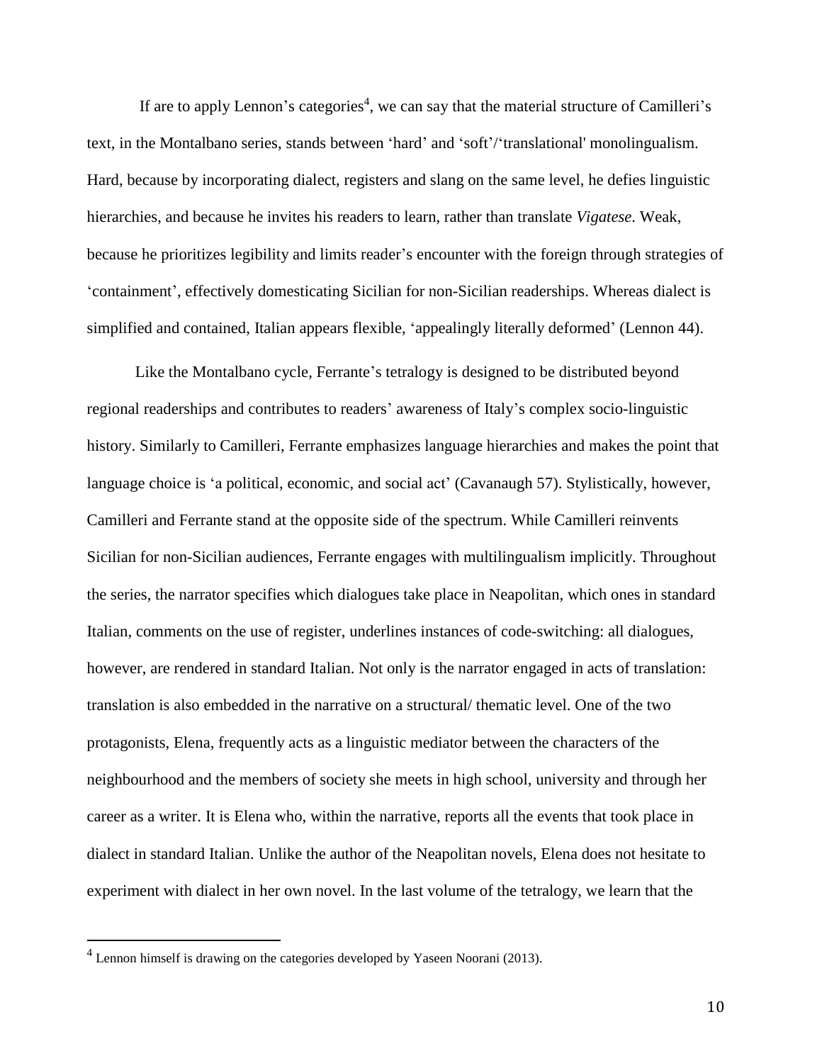If are to apply Lennon's categories[4], we can say that the material structure of Camilleri's text, in the Montalbano series, stands between 'hard' and 'soft'/'translational' monolingualism. Hard, because by incorporating dialect, registers and slang on the same level, he defies linguistic hierarchies, and because he invites his readers to learn, rather than translate *Vigatese*. Weak, because he prioritizes legibility and limits reader's encounter with the foreign through strategies of 'containment', effectively domesticating Sicilian for non-Sicilian readerships. Whereas dialect is simplified and contained, Italian appears flexible, 'appealingly literally deformed' (Lennon 44).

Like the Montalbano cycle, Ferrante's tetralogy is designed to be distributed beyond regional readerships and contributes to readers' awareness of Italy's complex socio-linguistic history. Similarly to Camilleri, Ferrante emphasizes language hierarchies and makes the point that language choice is 'a political, economic, and social act' (Cavanaugh 57). Stylistically, however, Camilleri and Ferrante stand at the opposite side of the spectrum. While Camilleri reinvents Sicilian for non-Sicilian audiences, Ferrante engages with multilingualism implicitly. Throughout the series, the narrator specifies which dialogues take place in Neapolitan, which ones in standard Italian, comments on the use of register, underlines instances of code-switching: all dialogues, however, are rendered in standard Italian. Not only is the narrator engaged in acts of translation: translation is also embedded in the narrative on a structural/ thematic level. One of the two protagonists, Elena, frequently acts as a linguistic mediator between the characters of the neighbourhood and the members of society she meets in high school, university and through her career as a writer. It is Elena who, within the narrative, reports all the events that took place in dialect in standard Italian. Unlike the author of the Neapolitan novels, Elena does not hesitate to experiment with dialect in her own novel. In the last volume of the tetralogy, we learn that the

[4] Lennon himself is drawing on the categories developed by Yaseen Noorani (2013).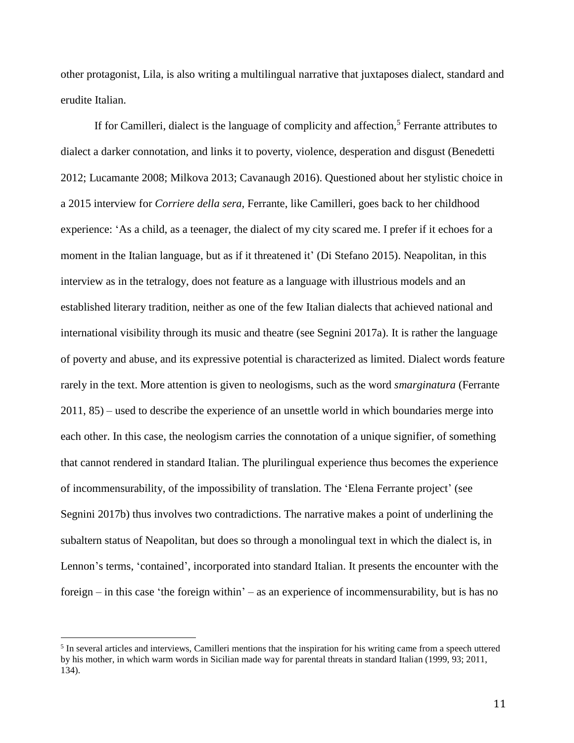other protagonist, Lila, is also writing a multilingual narrative that juxtaposes dialect, standard and erudite Italian.

If for Camilleri, dialect is the language of complicity and affection,[5] Ferrante attributes to dialect a darker connotation, and links it to poverty, violence, desperation and disgust (Benedetti 2012; Lucamante 2008; Milkova 2013; Cavanaugh 2016). Questioned about her stylistic choice in a 2015 interview for *Corriere della sera*, Ferrante, like Camilleri, goes back to her childhood experience: 'As a child, as a teenager, the dialect of my city scared me. I prefer if it echoes for a moment in the Italian language, but as if it threatened it' (Di Stefano 2015). Neapolitan, in this interview as in the tetralogy, does not feature as a language with illustrious models and an established literary tradition, neither as one of the few Italian dialects that achieved national and international visibility through its music and theatre (see Segnini 2017a). It is rather the language of poverty and abuse, and its expressive potential is characterized as limited. Dialect words feature rarely in the text. More attention is given to neologisms, such as the word *smarginatura* (Ferrante 2011, 85) – used to describe the experience of an unsettle world in which boundaries merge into each other. In this case, the neologism carries the connotation of a unique signifier, of something that cannot rendered in standard Italian. The plurilingual experience thus becomes the experience of incommensurability, of the impossibility of translation. The 'Elena Ferrante project' (see Segnini 2017b) thus involves two contradictions. The narrative makes a point of underlining the subaltern status of Neapolitan, but does so through a monolingual text in which the dialect is, in Lennon's terms, 'contained', incorporated into standard Italian. It presents the encounter with the foreign – in this case 'the foreign within' – as an experience of incommensurability, but is has no

[5] In several articles and interviews, Camilleri mentions that the inspiration for his writing came from a speech uttered by his mother, in which warm words in Sicilian made way for parental threats in standard Italian (1999, 93; 2011, 134).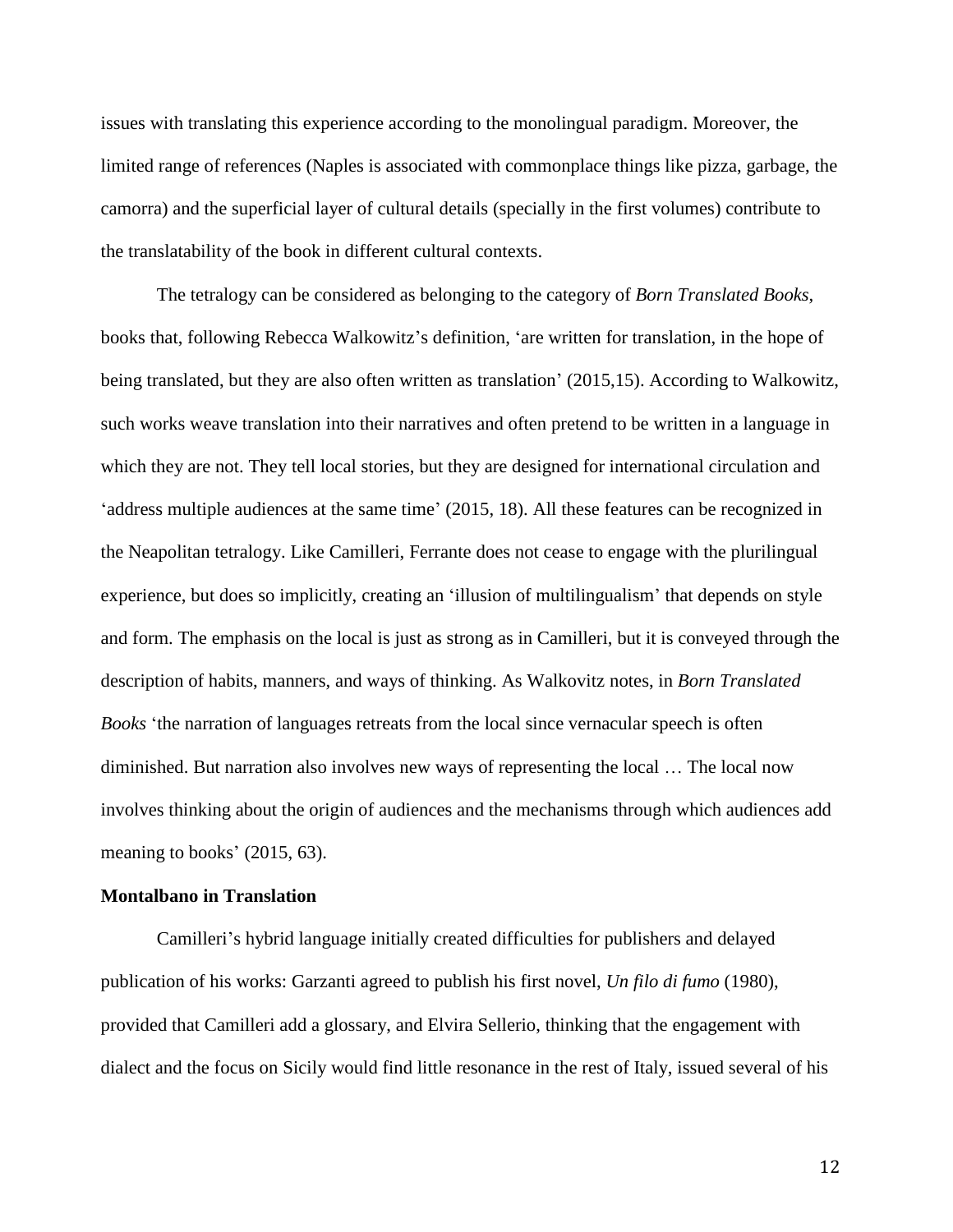issues with translating this experience according to the monolingual paradigm. Moreover, the limited range of references (Naples is associated with commonplace things like pizza, garbage, the camorra) and the superficial layer of cultural details (specially in the first volumes) contribute to the translatability of the book in different cultural contexts.

The tetralogy can be considered as belonging to the category of *Born Translated Books*, books that, following Rebecca Walkowitz's definition, 'are written for translation, in the hope of being translated, but they are also often written as translation' (2015,15). According to Walkowitz, such works weave translation into their narratives and often pretend to be written in a language in which they are not. They tell local stories, but they are designed for international circulation and 'address multiple audiences at the same time' (2015, 18). All these features can be recognized in the Neapolitan tetralogy. Like Camilleri, Ferrante does not cease to engage with the plurilingual experience, but does so implicitly, creating an 'illusion of multilingualism' that depends on style and form. The emphasis on the local is just as strong as in Camilleri, but it is conveyed through the description of habits, manners, and ways of thinking. As Walkovitz notes, in *Born Translated Books* 'the narration of languages retreats from the local since vernacular speech is often diminished. But narration also involves new ways of representing the local … The local now involves thinking about the origin of audiences and the mechanisms through which audiences add meaning to books' (2015, 63).

### Montalbano in Translation

Camilleri's hybrid language initially created difficulties for publishers and delayed publication of his works: Garzanti agreed to publish his first novel, *Un filo di fumo* (1980), provided that Camilleri add a glossary, and Elvira Sellerio, thinking that the engagement with dialect and the focus on Sicily would find little resonance in the rest of Italy, issued several of his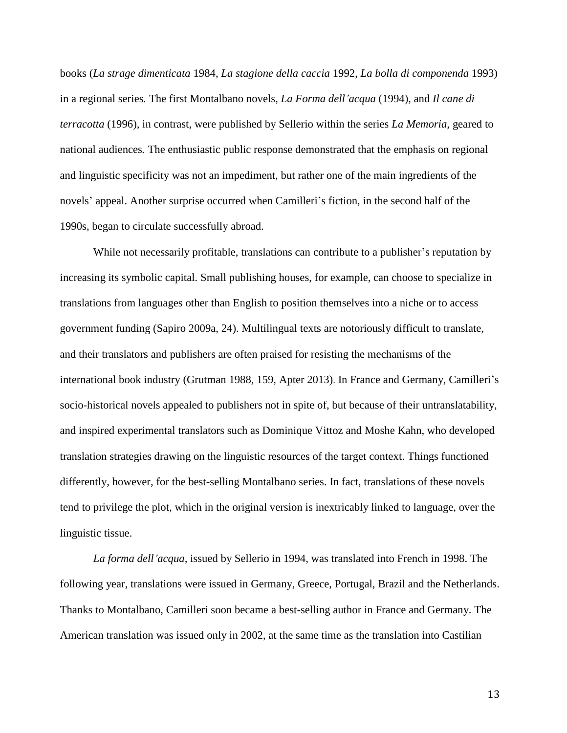books (*La strage dimenticata* 1984, *La stagione della caccia* 1992, *La bolla di componenda* 1993) in a regional series*.* The first Montalbano novels, *La Forma dell'acqua* (1994), and *Il cane di terracotta* (1996), in contrast, were published by Sellerio within the series *La Memoria,* geared to national audiences*.* The enthusiastic public response demonstrated that the emphasis on regional and linguistic specificity was not an impediment, but rather one of the main ingredients of the novels' appeal. Another surprise occurred when Camilleri's fiction, in the second half of the 1990s, began to circulate successfully abroad.

While not necessarily profitable, translations can contribute to a publisher's reputation by increasing its symbolic capital. Small publishing houses, for example, can choose to specialize in translations from languages other than English to position themselves into a niche or to access government funding (Sapiro 2009a, 24). Multilingual texts are notoriously difficult to translate, and their translators and publishers are often praised for resisting the mechanisms of the international book industry (Grutman 1988, 159, Apter 2013). In France and Germany, Camilleri's socio-historical novels appealed to publishers not in spite of, but because of their untranslatability, and inspired experimental translators such as Dominique Vittoz and Moshe Kahn, who developed translation strategies drawing on the linguistic resources of the target context. Things functioned differently, however, for the best-selling Montalbano series. In fact, translations of these novels tend to privilege the plot, which in the original version is inextricably linked to language, over the linguistic tissue.

*La forma dell'acqua,* issued by Sellerio in 1994, was translated into French in 1998. The following year, translations were issued in Germany, Greece, Portugal, Brazil and the Netherlands. Thanks to Montalbano, Camilleri soon became a best-selling author in France and Germany. The American translation was issued only in 2002, at the same time as the translation into Castilian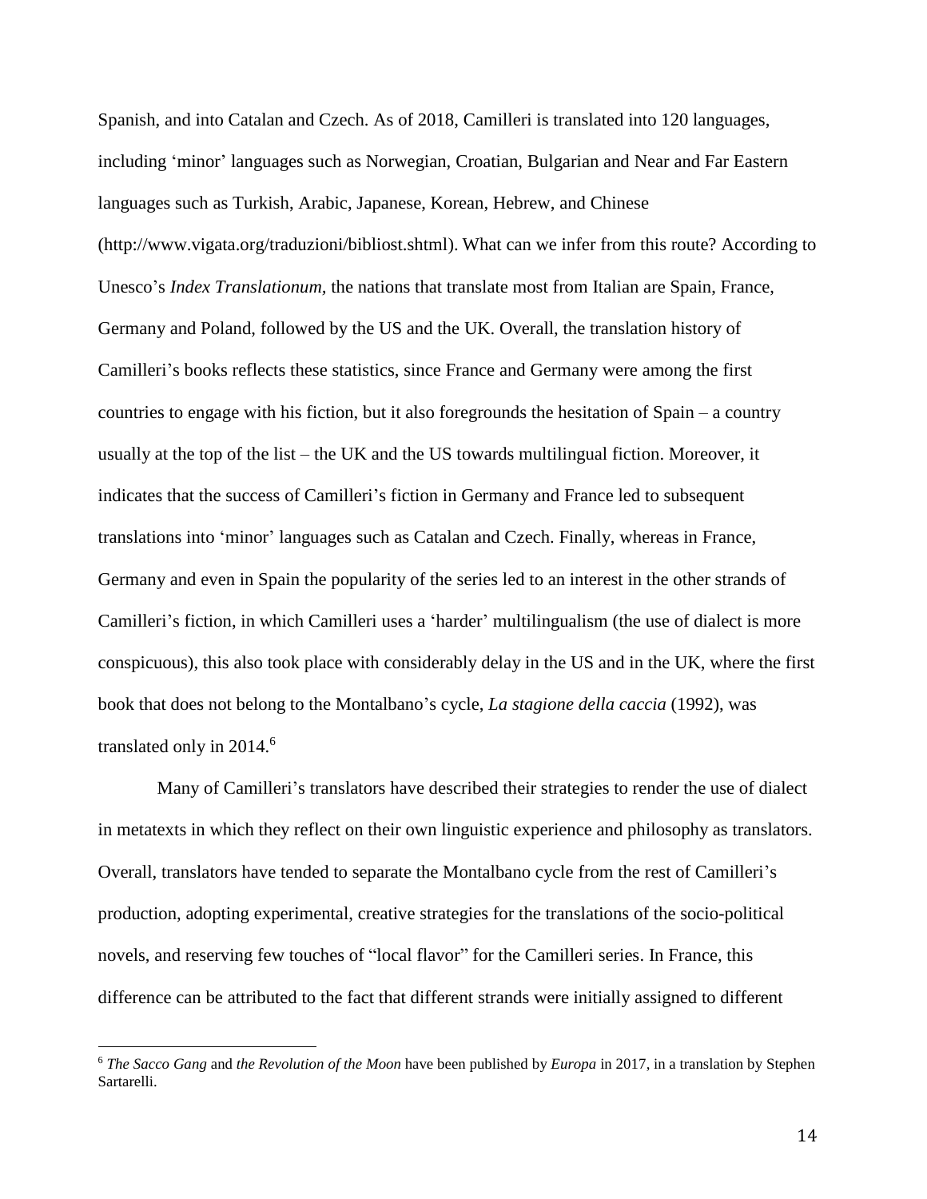Spanish, and into Catalan and Czech. As of 2018, Camilleri is translated into 120 languages, including 'minor' languages such as Norwegian, Croatian, Bulgarian and Near and Far Eastern languages such as Turkish, Arabic, Japanese, Korean, Hebrew, and Chinese (http://www.vigata.org/traduzioni/bibliost.shtml). What can we infer from this route? According to Unesco's *Index Translationum*, the nations that translate most from Italian are Spain, France, Germany and Poland, followed by the US and the UK. Overall, the translation history of Camilleri's books reflects these statistics, since France and Germany were among the first countries to engage with his fiction, but it also foregrounds the hesitation of Spain – a country usually at the top of the list – the UK and the US towards multilingual fiction. Moreover, it indicates that the success of Camilleri's fiction in Germany and France led to subsequent translations into 'minor' languages such as Catalan and Czech. Finally, whereas in France, Germany and even in Spain the popularity of the series led to an interest in the other strands of Camilleri's fiction, in which Camilleri uses a 'harder' multilingualism (the use of dialect is more conspicuous), this also took place with considerably delay in the US and in the UK, where the first book that does not belong to the Montalbano's cycle, *La stagione della caccia* (1992), was translated only in 2014.[6]

Many of Camilleri's translators have described their strategies to render the use of dialect in metatexts in which they reflect on their own linguistic experience and philosophy as translators. Overall, translators have tended to separate the Montalbano cycle from the rest of Camilleri's production, adopting experimental, creative strategies for the translations of the socio-political novels, and reserving few touches of "local flavor" for the Camilleri series. In France, this difference can be attributed to the fact that different strands were initially assigned to different

---

[6] *The Sacco Gang* and *the Revolution of the Moon* have been published by *Europa* in 2017, in a translation by Stephen Sartarelli.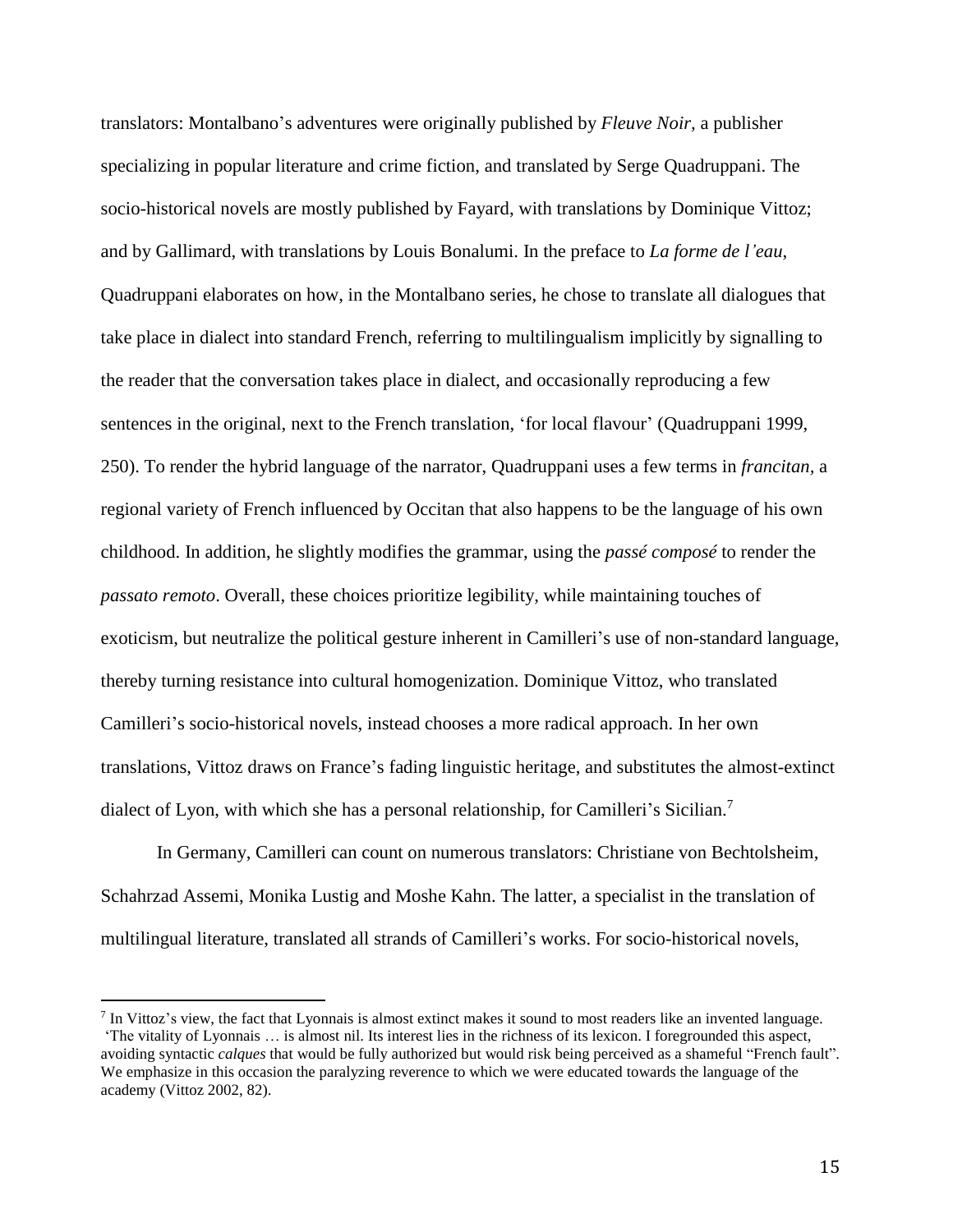translators: Montalbano's adventures were originally published by *Fleuve Noir*, a publisher specializing in popular literature and crime fiction, and translated by Serge Quadruppani. The socio-historical novels are mostly published by Fayard, with translations by Dominique Vittoz; and by Gallimard, with translations by Louis Bonalumi. In the preface to *La forme de l'eau*, Quadruppani elaborates on how, in the Montalbano series, he chose to translate all dialogues that take place in dialect into standard French, referring to multilingualism implicitly by signalling to the reader that the conversation takes place in dialect, and occasionally reproducing a few sentences in the original, next to the French translation, 'for local flavour' (Quadruppani 1999, 250). To render the hybrid language of the narrator, Quadruppani uses a few terms in *francitan*, a regional variety of French influenced by Occitan that also happens to be the language of his own childhood. In addition, he slightly modifies the grammar, using the *passé composé* to render the *passato remoto*. Overall, these choices prioritize legibility, while maintaining touches of exoticism, but neutralize the political gesture inherent in Camilleri's use of non-standard language, thereby turning resistance into cultural homogenization. Dominique Vittoz, who translated Camilleri's socio-historical novels, instead chooses a more radical approach. In her own translations, Vittoz draws on France's fading linguistic heritage, and substitutes the almost-extinct dialect of Lyon, with which she has a personal relationship, for Camilleri's Sicilian.[7]

In Germany, Camilleri can count on numerous translators: Christiane von Bechtolsheim, Schahrzad Assemi, Monika Lustig and Moshe Kahn. The latter, a specialist in the translation of multilingual literature, translated all strands of Camilleri's works. For socio-historical novels,

---

[7] In Vittoz's view, the fact that Lyonnais is almost extinct makes it sound to most readers like an invented language. 'The vitality of Lyonnais … is almost nil. Its interest lies in the richness of its lexicon. I foregrounded this aspect, avoiding syntactic *calques* that would be fully authorized but would risk being perceived as a shameful "French fault". We emphasize in this occasion the paralyzing reverence to which we were educated towards the language of the academy (Vittoz 2002, 82).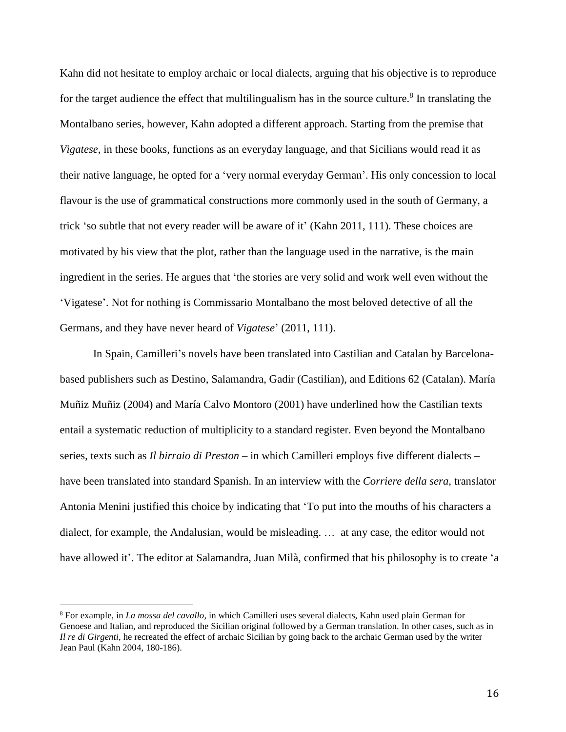Kahn did not hesitate to employ archaic or local dialects, arguing that his objective is to reproduce for the target audience the effect that multilingualism has in the source culture.[8] In translating the Montalbano series, however, Kahn adopted a different approach. Starting from the premise that *Vigatese*, in these books, functions as an everyday language, and that Sicilians would read it as their native language, he opted for a 'very normal everyday German'. His only concession to local flavour is the use of grammatical constructions more commonly used in the south of Germany, a trick 'so subtle that not every reader will be aware of it' (Kahn 2011, 111). These choices are motivated by his view that the plot, rather than the language used in the narrative, is the main ingredient in the series. He argues that 'the stories are very solid and work well even without the 'Vigatese'. Not for nothing is Commissario Montalbano the most beloved detective of all the Germans, and they have never heard of *Vigatese*' (2011, 111).

In Spain, Camilleri's novels have been translated into Castilian and Catalan by Barcelona-based publishers such as Destino, Salamandra, Gadir (Castilian), and Editions 62 (Catalan). María Muñiz Muñiz (2004) and María Calvo Montoro (2001) have underlined how the Castilian texts entail a systematic reduction of multiplicity to a standard register. Even beyond the Montalbano series, texts such as *Il birraio di Preston* – in which Camilleri employs five different dialects – have been translated into standard Spanish. In an interview with the *Corriere della sera*, translator Antonia Menini justified this choice by indicating that 'To put into the mouths of his characters a dialect, for example, the Andalusian, would be misleading. … at any case, the editor would not have allowed it'. The editor at Salamandra, Juan Milà, confirmed that his philosophy is to create 'a

[8] For example, in *La mossa del cavallo*, in which Camilleri uses several dialects, Kahn used plain German for Genoese and Italian, and reproduced the Sicilian original followed by a German translation. In other cases, such as in *Il re di Girgenti*, he recreated the effect of archaic Sicilian by going back to the archaic German used by the writer Jean Paul (Kahn 2004, 180-186).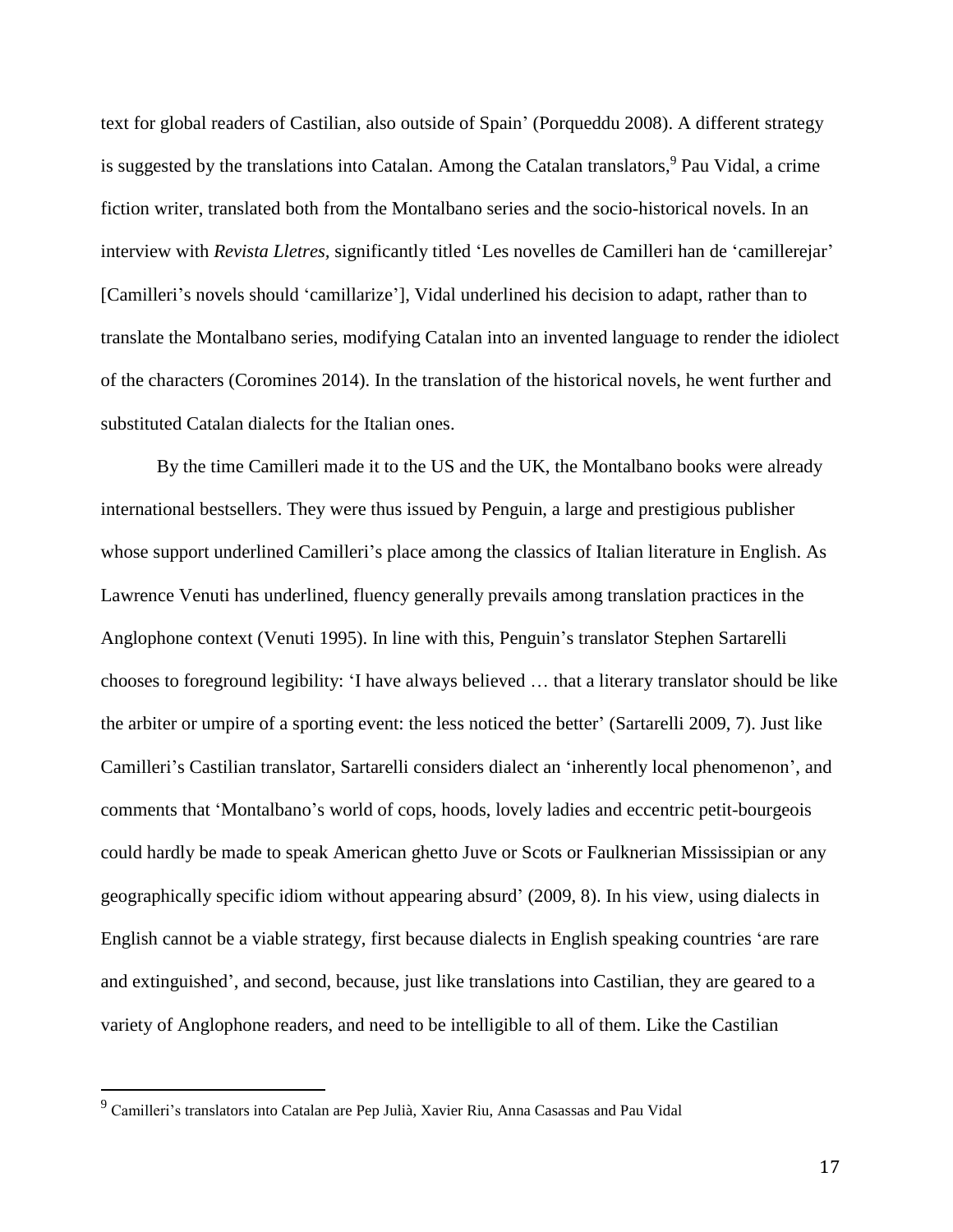text for global readers of Castilian, also outside of Spain' (Porqueddu 2008). A different strategy is suggested by the translations into Catalan. Among the Catalan translators,[9] Pau Vidal, a crime fiction writer, translated both from the Montalbano series and the socio-historical novels. In an interview with *Revista Lletres,* significantly titled 'Les novelles de Camilleri han de 'camillerejar' [Camilleri's novels should 'camillarize'], Vidal underlined his decision to adapt, rather than to translate the Montalbano series, modifying Catalan into an invented language to render the idiolect of the characters (Coromines 2014). In the translation of the historical novels, he went further and substituted Catalan dialects for the Italian ones.

By the time Camilleri made it to the US and the UK, the Montalbano books were already international bestsellers. They were thus issued by Penguin, a large and prestigious publisher whose support underlined Camilleri's place among the classics of Italian literature in English. As Lawrence Venuti has underlined, fluency generally prevails among translation practices in the Anglophone context (Venuti 1995). In line with this, Penguin's translator Stephen Sartarelli chooses to foreground legibility: 'I have always believed … that a literary translator should be like the arbiter or umpire of a sporting event: the less noticed the better' (Sartarelli 2009, 7). Just like Camilleri's Castilian translator, Sartarelli considers dialect an 'inherently local phenomenon', and comments that 'Montalbano's world of cops, hoods, lovely ladies and eccentric petit-bourgeois could hardly be made to speak American ghetto Juve or Scots or Faulknerian Mississipian or any geographically specific idiom without appearing absurd' (2009, 8). In his view, using dialects in English cannot be a viable strategy, first because dialects in English speaking countries 'are rare and extinguished', and second, because, just like translations into Castilian, they are geared to a variety of Anglophone readers, and need to be intelligible to all of them. Like the Castilian

[9] Camilleri's translators into Catalan are Pep Julià, Xavier Riu, Anna Casassas and Pau Vidal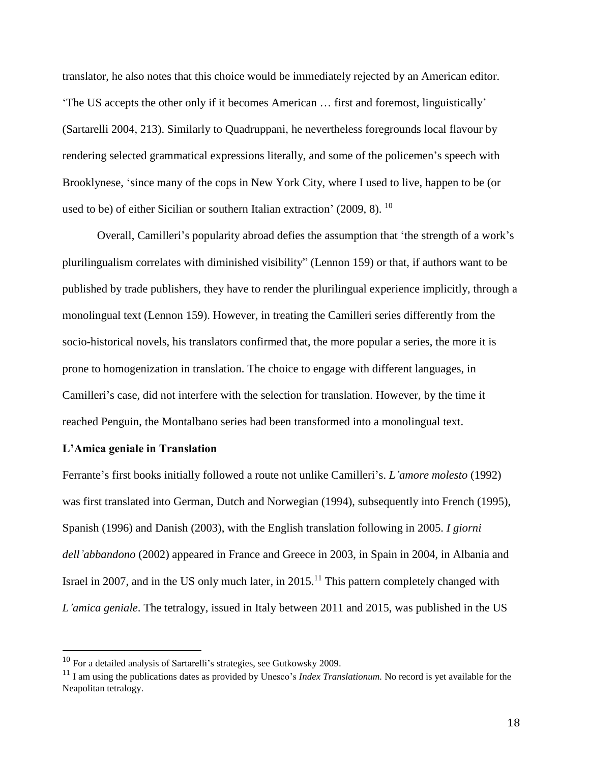translator, he also notes that this choice would be immediately rejected by an American editor. 'The US accepts the other only if it becomes American … first and foremost, linguistically' (Sartarelli 2004, 213). Similarly to Quadruppani, he nevertheless foregrounds local flavour by rendering selected grammatical expressions literally, and some of the policemen's speech with Brooklynese, 'since many of the cops in New York City, where I used to live, happen to be (or used to be) of either Sicilian or southern Italian extraction' (2009, 8). [10]

Overall, Camilleri's popularity abroad defies the assumption that 'the strength of a work's plurilingualism correlates with diminished visibility" (Lennon 159) or that, if authors want to be published by trade publishers, they have to render the plurilingual experience implicitly, through a monolingual text (Lennon 159). However, in treating the Camilleri series differently from the socio-historical novels, his translators confirmed that, the more popular a series, the more it is prone to homogenization in translation. The choice to engage with different languages, in Camilleri's case, did not interfere with the selection for translation. However, by the time it reached Penguin, the Montalbano series had been transformed into a monolingual text.

### L'Amica geniale in Translation

Ferrante's first books initially followed a route not unlike Camilleri's. *L'amore molesto* (1992) was first translated into German, Dutch and Norwegian (1994), subsequently into French (1995), Spanish (1996) and Danish (2003), with the English translation following in 2005. *I giorni dell'abbandono* (2002) appeared in France and Greece in 2003, in Spain in 2004, in Albania and Israel in 2007, and in the US only much later, in 2015.[11] This pattern completely changed with *L'amica geniale*. The tetralogy, issued in Italy between 2011 and 2015, was published in the US

---

[10] For a detailed analysis of Sartarelli's strategies, see Gutkowsky 2009.

[11] I am using the publications dates as provided by Unesco's *Index Translationum.* No record is yet available for the Neapolitan tetralogy.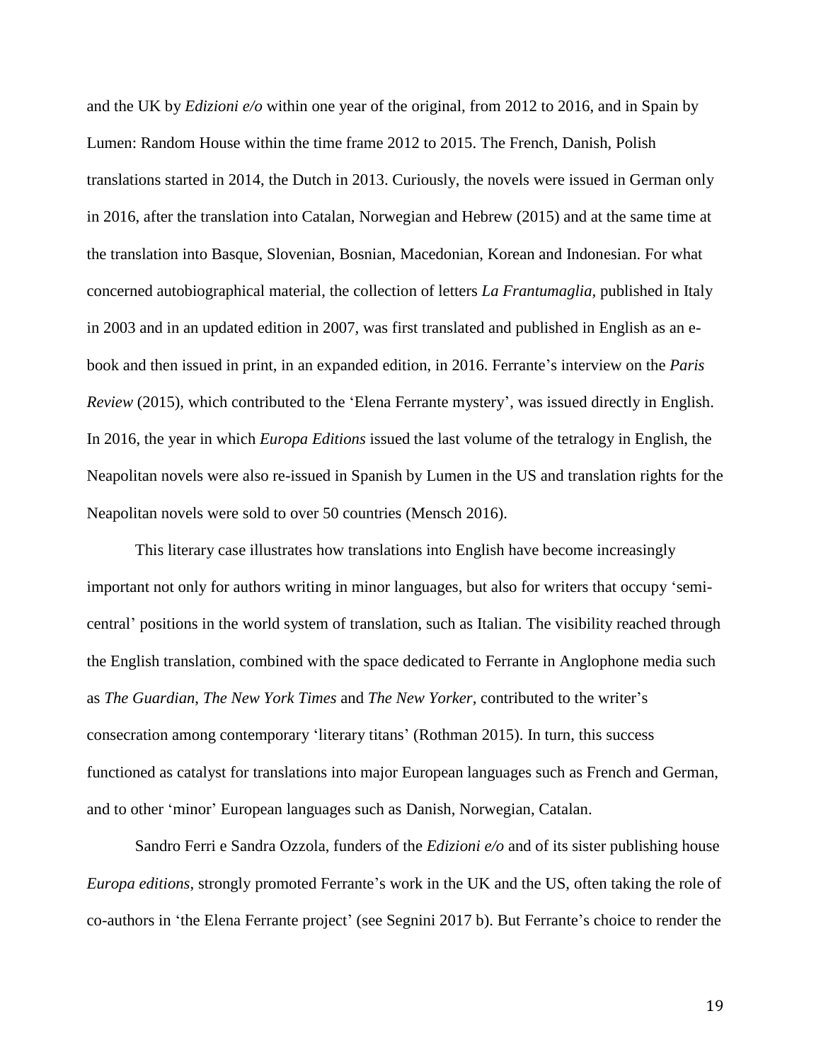and the UK by *Edizioni e/o* within one year of the original, from 2012 to 2016, and in Spain by Lumen: Random House within the time frame 2012 to 2015. The French, Danish, Polish translations started in 2014, the Dutch in 2013. Curiously, the novels were issued in German only in 2016, after the translation into Catalan, Norwegian and Hebrew (2015) and at the same time at the translation into Basque, Slovenian, Bosnian, Macedonian, Korean and Indonesian. For what concerned autobiographical material, the collection of letters *La Frantumaglia,* published in Italy in 2003 and in an updated edition in 2007, was first translated and published in English as an e-book and then issued in print, in an expanded edition, in 2016. Ferrante's interview on the *Paris Review* (2015), which contributed to the 'Elena Ferrante mystery', was issued directly in English. In 2016, the year in which *Europa Editions* issued the last volume of the tetralogy in English, the Neapolitan novels were also re-issued in Spanish by Lumen in the US and translation rights for the Neapolitan novels were sold to over 50 countries (Mensch 2016).

This literary case illustrates how translations into English have become increasingly important not only for authors writing in minor languages, but also for writers that occupy 'semi-central' positions in the world system of translation, such as Italian. The visibility reached through the English translation, combined with the space dedicated to Ferrante in Anglophone media such as *The Guardian*, *The New York Times* and *The New Yorker*, contributed to the writer's consecration among contemporary 'literary titans' (Rothman 2015). In turn, this success functioned as catalyst for translations into major European languages such as French and German, and to other 'minor' European languages such as Danish, Norwegian, Catalan.

Sandro Ferri e Sandra Ozzola, funders of the *Edizioni e/o* and of its sister publishing house *Europa editions*, strongly promoted Ferrante's work in the UK and the US, often taking the role of co-authors in 'the Elena Ferrante project' (see Segnini 2017 b). But Ferrante's choice to render the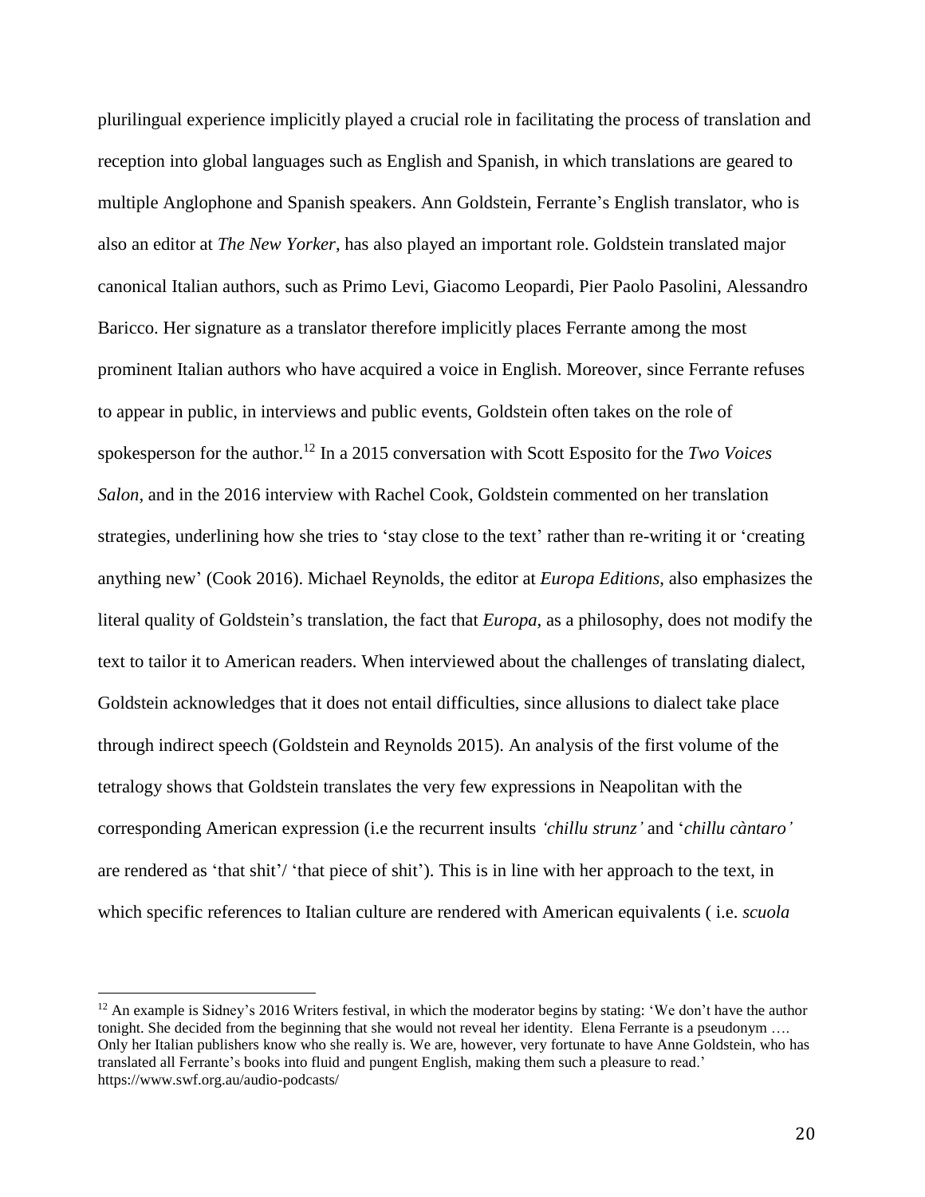plurilingual experience implicitly played a crucial role in facilitating the process of translation and reception into global languages such as English and Spanish, in which translations are geared to multiple Anglophone and Spanish speakers. Ann Goldstein, Ferrante's English translator, who is also an editor at *The New Yorker*, has also played an important role. Goldstein translated major canonical Italian authors, such as Primo Levi, Giacomo Leopardi, Pier Paolo Pasolini, Alessandro Baricco. Her signature as a translator therefore implicitly places Ferrante among the most prominent Italian authors who have acquired a voice in English. Moreover, since Ferrante refuses to appear in public, in interviews and public events, Goldstein often takes on the role of spokesperson for the author.[12] In a 2015 conversation with Scott Esposito for the *Two Voices Salon*, and in the 2016 interview with Rachel Cook, Goldstein commented on her translation strategies, underlining how she tries to 'stay close to the text' rather than re-writing it or 'creating anything new' (Cook 2016). Michael Reynolds, the editor at *Europa Editions*, also emphasizes the literal quality of Goldstein's translation, the fact that *Europa*, as a philosophy, does not modify the text to tailor it to American readers. When interviewed about the challenges of translating dialect, Goldstein acknowledges that it does not entail difficulties, since allusions to dialect take place through indirect speech (Goldstein and Reynolds 2015). An analysis of the first volume of the tetralogy shows that Goldstein translates the very few expressions in Neapolitan with the corresponding American expression (i.e the recurrent insults *'chillu strunz'* and '*chillu càntaro'* are rendered as 'that shit'/ 'that piece of shit'). This is in line with her approach to the text, in which specific references to Italian culture are rendered with American equivalents ( i.e. *scuola*

[12] An example is Sidney's 2016 Writers festival, in which the moderator begins by stating: 'We don't have the author tonight. She decided from the beginning that she would not reveal her identity. Elena Ferrante is a pseudonym …. Only her Italian publishers know who she really is. We are, however, very fortunate to have Anne Goldstein, who has translated all Ferrante's books into fluid and pungent English, making them such a pleasure to read.' https://www.swf.org.au/audio-podcasts/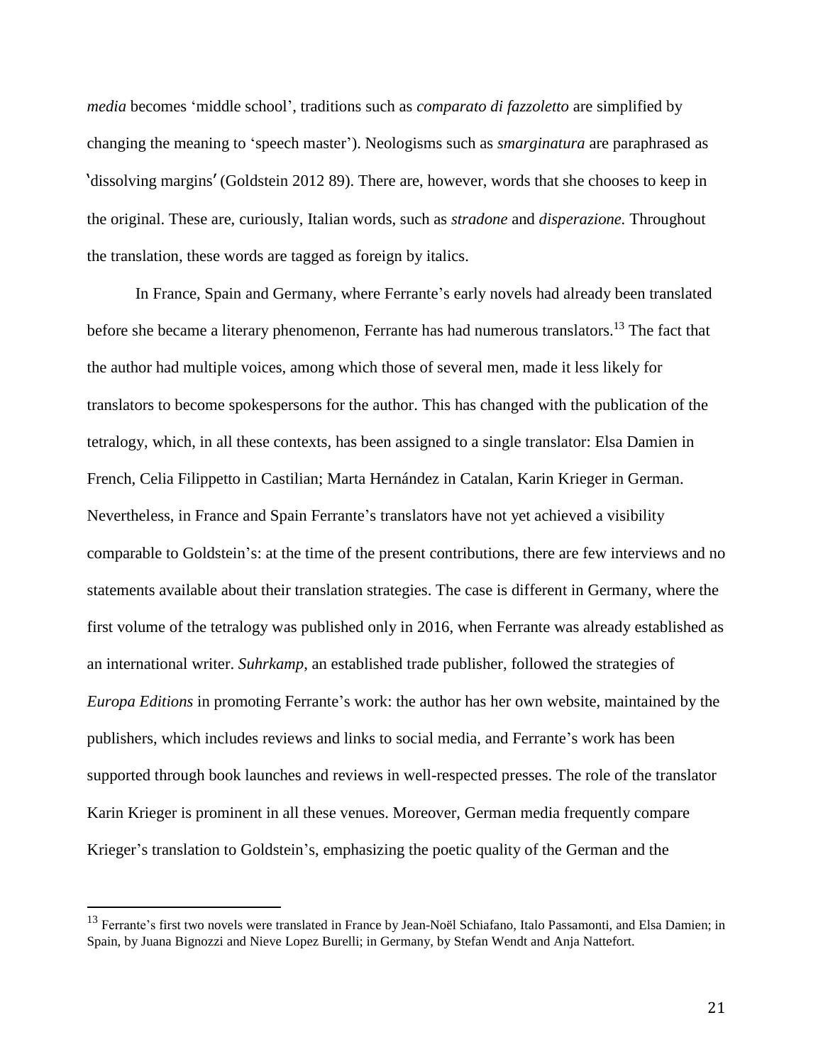*media* becomes 'middle school', traditions such as *comparato di fazzoletto* are simplified by changing the meaning to 'speech master'). Neologisms such as *smarginatura* are paraphrased as 'dissolving margins' (Goldstein 2012 89). There are, however, words that she chooses to keep in the original. These are, curiously, Italian words, such as *stradone* and *disperazione.* Throughout the translation, these words are tagged as foreign by italics.

In France, Spain and Germany, where Ferrante's early novels had already been translated before she became a literary phenomenon, Ferrante has had numerous translators.[13] The fact that the author had multiple voices, among which those of several men, made it less likely for translators to become spokespersons for the author. This has changed with the publication of the tetralogy, which, in all these contexts, has been assigned to a single translator: Elsa Damien in French, Celia Filippetto in Castilian; Marta Hernández in Catalan, Karin Krieger in German. Nevertheless, in France and Spain Ferrante's translators have not yet achieved a visibility comparable to Goldstein's: at the time of the present contributions, there are few interviews and no statements available about their translation strategies. The case is different in Germany, where the first volume of the tetralogy was published only in 2016, when Ferrante was already established as an international writer. *Suhrkamp*, an established trade publisher, followed the strategies of *Europa Editions* in promoting Ferrante's work: the author has her own website, maintained by the publishers, which includes reviews and links to social media, and Ferrante's work has been supported through book launches and reviews in well-respected presses. The role of the translator Karin Krieger is prominent in all these venues. Moreover, German media frequently compare Krieger's translation to Goldstein's, emphasizing the poetic quality of the German and the

[13] Ferrante's first two novels were translated in France by Jean-Noël Schiafano, Italo Passamonti, and Elsa Damien; in Spain, by Juana Bignozzi and Nieve Lopez Burelli; in Germany, by Stefan Wendt and Anja Nattefort.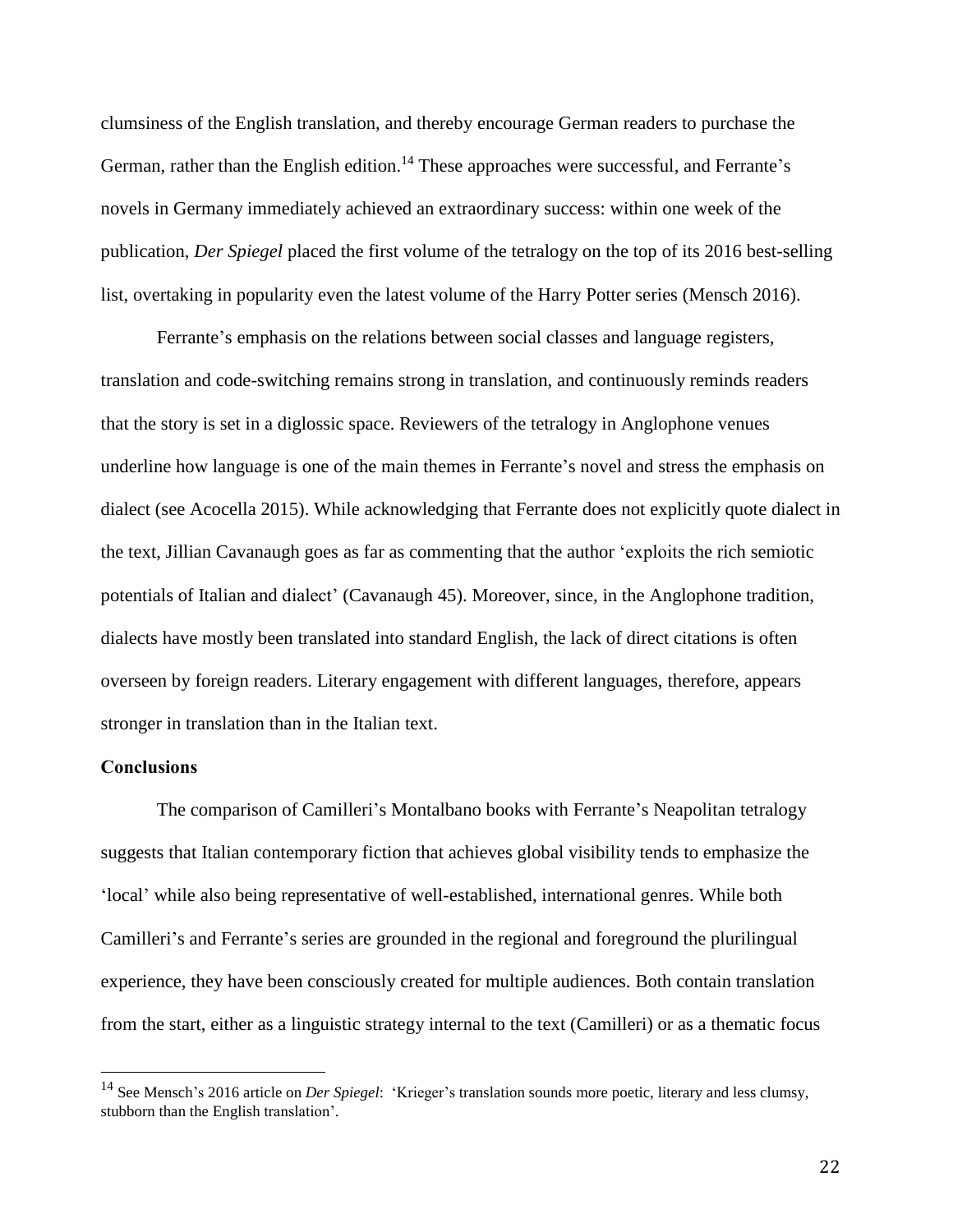clumsiness of the English translation, and thereby encourage German readers to purchase the German, rather than the English edition.[14] These approaches were successful, and Ferrante's novels in Germany immediately achieved an extraordinary success: within one week of the publication, *Der Spiegel* placed the first volume of the tetralogy on the top of its 2016 best-selling list, overtaking in popularity even the latest volume of the Harry Potter series (Mensch 2016).

Ferrante's emphasis on the relations between social classes and language registers, translation and code-switching remains strong in translation, and continuously reminds readers that the story is set in a diglossic space. Reviewers of the tetralogy in Anglophone venues underline how language is one of the main themes in Ferrante's novel and stress the emphasis on dialect (see Acocella 2015). While acknowledging that Ferrante does not explicitly quote dialect in the text, Jillian Cavanaugh goes as far as commenting that the author 'exploits the rich semiotic potentials of Italian and dialect' (Cavanaugh 45). Moreover, since, in the Anglophone tradition, dialects have mostly been translated into standard English, the lack of direct citations is often overseen by foreign readers. Literary engagement with different languages, therefore, appears stronger in translation than in the Italian text.

**Conclusions**

The comparison of Camilleri's Montalbano books with Ferrante's Neapolitan tetralogy suggests that Italian contemporary fiction that achieves global visibility tends to emphasize the 'local' while also being representative of well-established, international genres. While both Camilleri's and Ferrante's series are grounded in the regional and foreground the plurilingual experience, they have been consciously created for multiple audiences. Both contain translation from the start, either as a linguistic strategy internal to the text (Camilleri) or as a thematic focus

---

[14] See Mensch's 2016 article on *Der Spiegel*: 'Krieger's translation sounds more poetic, literary and less clumsy, stubborn than the English translation'.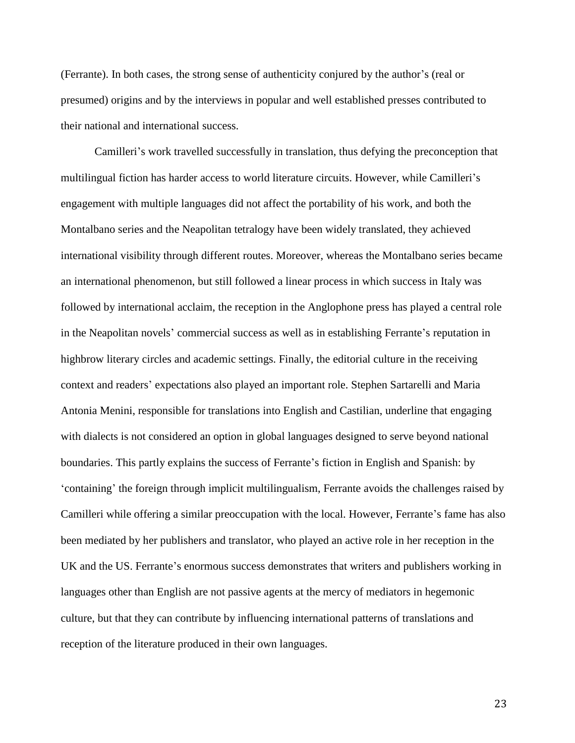(Ferrante). In both cases, the strong sense of authenticity conjured by the author's (real or presumed) origins and by the interviews in popular and well established presses contributed to their national and international success.

Camilleri's work travelled successfully in translation, thus defying the preconception that multilingual fiction has harder access to world literature circuits. However, while Camilleri's engagement with multiple languages did not affect the portability of his work, and both the Montalbano series and the Neapolitan tetralogy have been widely translated, they achieved international visibility through different routes. Moreover, whereas the Montalbano series became an international phenomenon, but still followed a linear process in which success in Italy was followed by international acclaim, the reception in the Anglophone press has played a central role in the Neapolitan novels' commercial success as well as in establishing Ferrante's reputation in highbrow literary circles and academic settings. Finally, the editorial culture in the receiving context and readers' expectations also played an important role. Stephen Sartarelli and Maria Antonia Menini, responsible for translations into English and Castilian, underline that engaging with dialects is not considered an option in global languages designed to serve beyond national boundaries. This partly explains the success of Ferrante's fiction in English and Spanish: by 'containing' the foreign through implicit multilingualism, Ferrante avoids the challenges raised by Camilleri while offering a similar preoccupation with the local. However, Ferrante's fame has also been mediated by her publishers and translator, who played an active role in her reception in the UK and the US. Ferrante's enormous success demonstrates that writers and publishers working in languages other than English are not passive agents at the mercy of mediators in hegemonic culture, but that they can contribute by influencing international patterns of translations and reception of the literature produced in their own languages.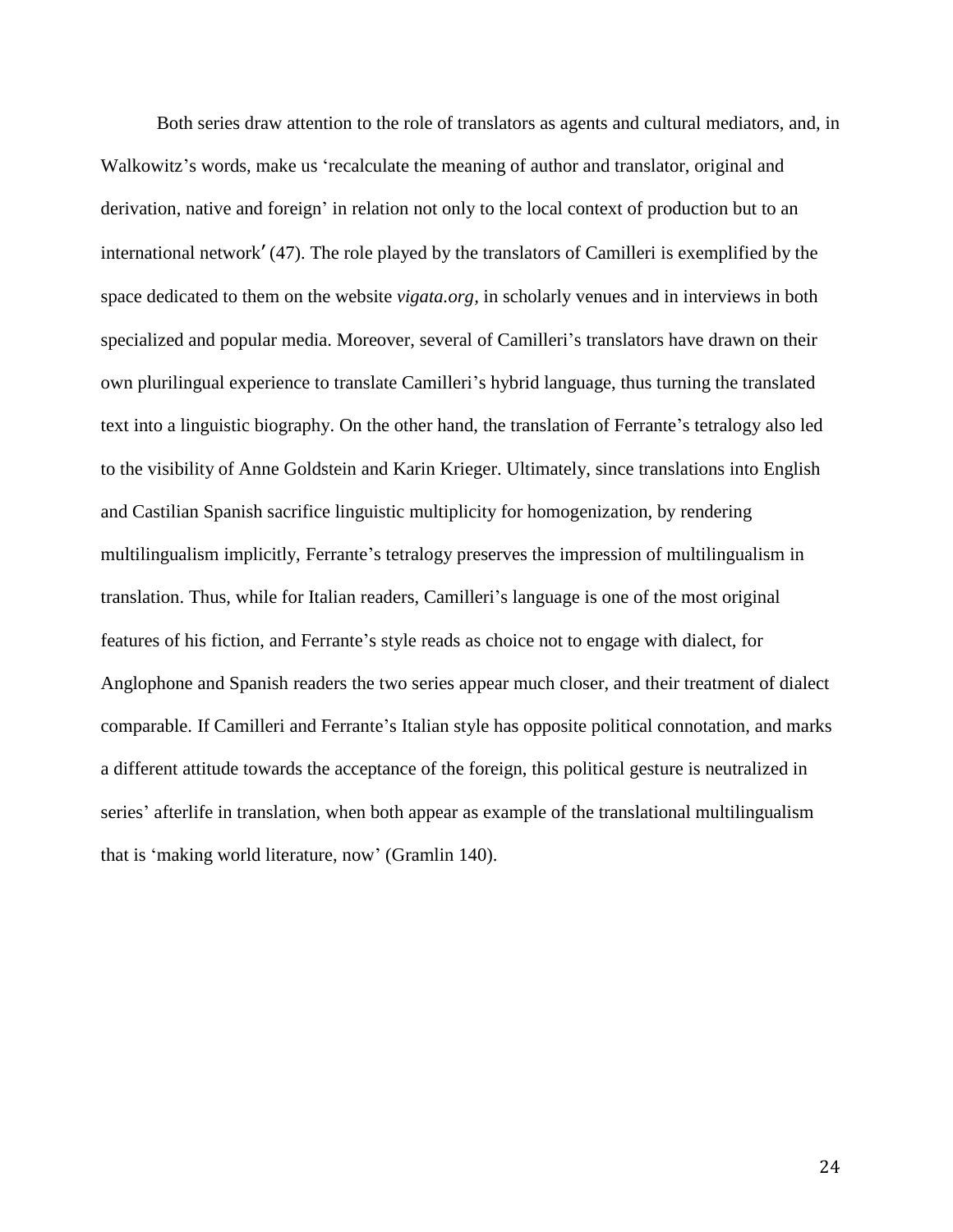Both series draw attention to the role of translators as agents and cultural mediators, and, in Walkowitz's words, make us 'recalculate the meaning of author and translator, original and derivation, native and foreign' in relation not only to the local context of production but to an international network′ (47). The role played by the translators of Camilleri is exemplified by the space dedicated to them on the website *vigata.org*, in scholarly venues and in interviews in both specialized and popular media. Moreover, several of Camilleri's translators have drawn on their own plurilingual experience to translate Camilleri's hybrid language, thus turning the translated text into a linguistic biography. On the other hand, the translation of Ferrante's tetralogy also led to the visibility of Anne Goldstein and Karin Krieger. Ultimately, since translations into English and Castilian Spanish sacrifice linguistic multiplicity for homogenization, by rendering multilingualism implicitly, Ferrante's tetralogy preserves the impression of multilingualism in translation. Thus, while for Italian readers, Camilleri's language is one of the most original features of his fiction, and Ferrante's style reads as choice not to engage with dialect, for Anglophone and Spanish readers the two series appear much closer, and their treatment of dialect comparable. If Camilleri and Ferrante's Italian style has opposite political connotation, and marks a different attitude towards the acceptance of the foreign, this political gesture is neutralized in series' afterlife in translation, when both appear as example of the translational multilingualism that is 'making world literature, now' (Gramlin 140).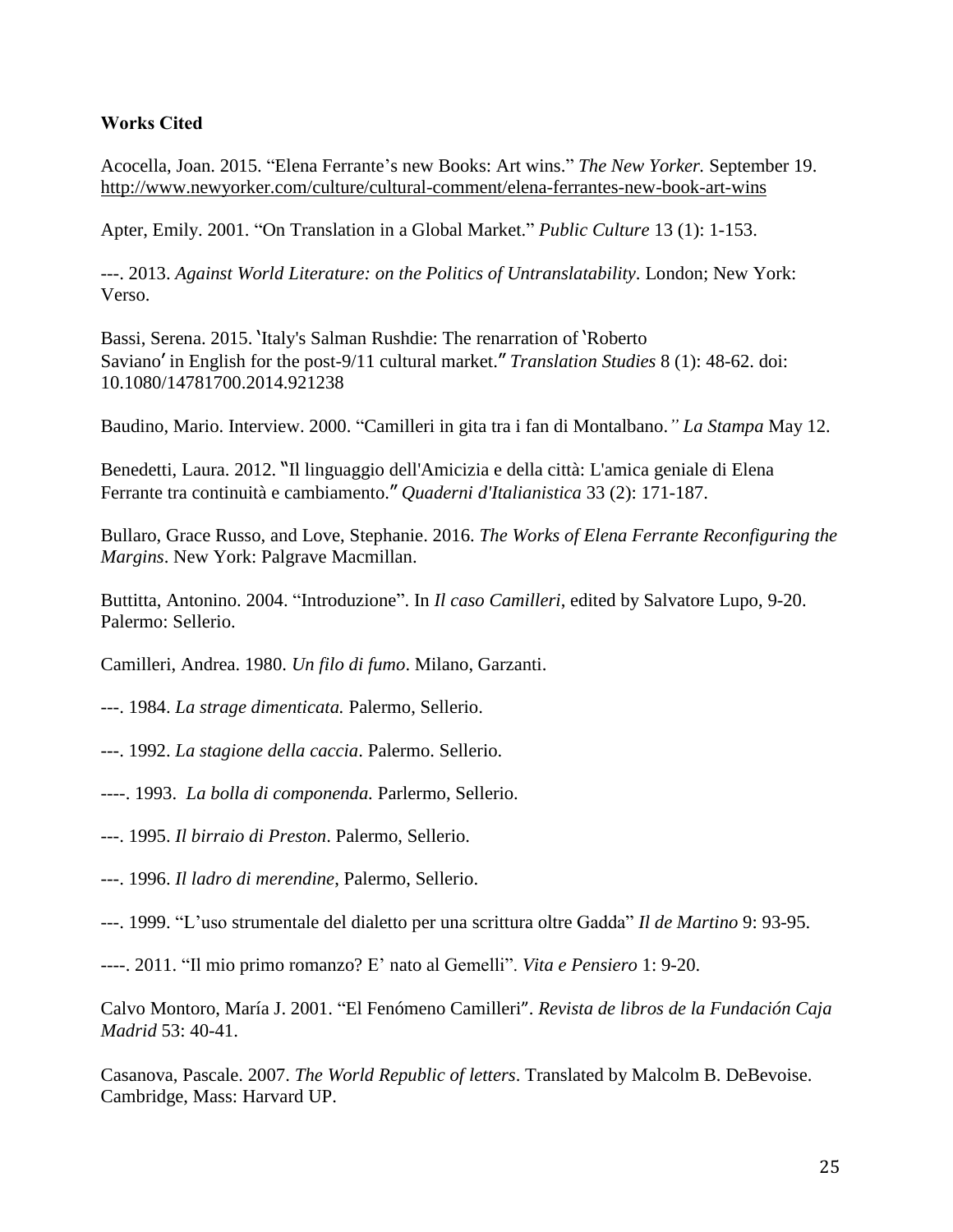**Works Cited**

Acocella, Joan. 2015. "Elena Ferrante's new Books: Art wins." *The New Yorker.* September 19. http://www.newyorker.com/culture/cultural-comment/elena-ferrantes-new-book-art-wins

Apter, Emily. 2001. "On Translation in a Global Market." *Public Culture* 13 (1): 1-153.

---. 2013. *Against World Literature: on the Politics of Untranslatability*. London; New York: Verso.

Bassi, Serena. 2015. ʽItaly's Salman Rushdie: The renarration of ʽRoberto Savianoʼ in English for the post-9/11 cultural market.ʺ *Translation Studies* 8 (1): 48-62. doi: 10.1080/14781700.2014.921238

Baudino, Mario. Interview. 2000. "Camilleri in gita tra i fan di Montalbano.*"* *La Stampa* May 12.

Benedetti, Laura. 2012. ʺIl linguaggio dell'Amicizia e della città: L'amica geniale di Elena Ferrante tra continuità e cambiamento.ʺ *Quaderni d'Italianistica* 33 (2): 171-187.

Bullaro, Grace Russo, and Love, Stephanie. 2016. *The Works of Elena Ferrante Reconfiguring the Margins*. New York: Palgrave Macmillan.

Buttitta, Antonino. 2004. "Introduzione". In *Il caso Camilleri*, edited by Salvatore Lupo, 9-20. Palermo: Sellerio.

Camilleri, Andrea. 1980. *Un filo di fumo*. Milano, Garzanti.

---. 1984. *La strage dimenticata.* Palermo, Sellerio.

---. 1992. *La stagione della caccia*. Palermo. Sellerio.

----. 1993. *La bolla di componenda.* Parlermo, Sellerio.

---. 1995. *Il birraio di Preston*. Palermo, Sellerio.

---. 1996. *Il ladro di merendine*, Palermo, Sellerio.

---. 1999. "L'uso strumentale del dialetto per una scrittura oltre Gadda" *Il de Martino* 9: 93-95.

----. 2011. "Il mio primo romanzo? E' nato al Gemelli". *Vita e Pensiero* 1: 9-20.

Calvo Montoro, María J. 2001. "El Fenómeno Camilleri". *Revista de libros de la Fundación Caja Madrid* 53: 40-41.

Casanova, Pascale. 2007. *The World Republic of letters*. Translated by Malcolm B. DeBevoise. Cambridge, Mass: Harvard UP.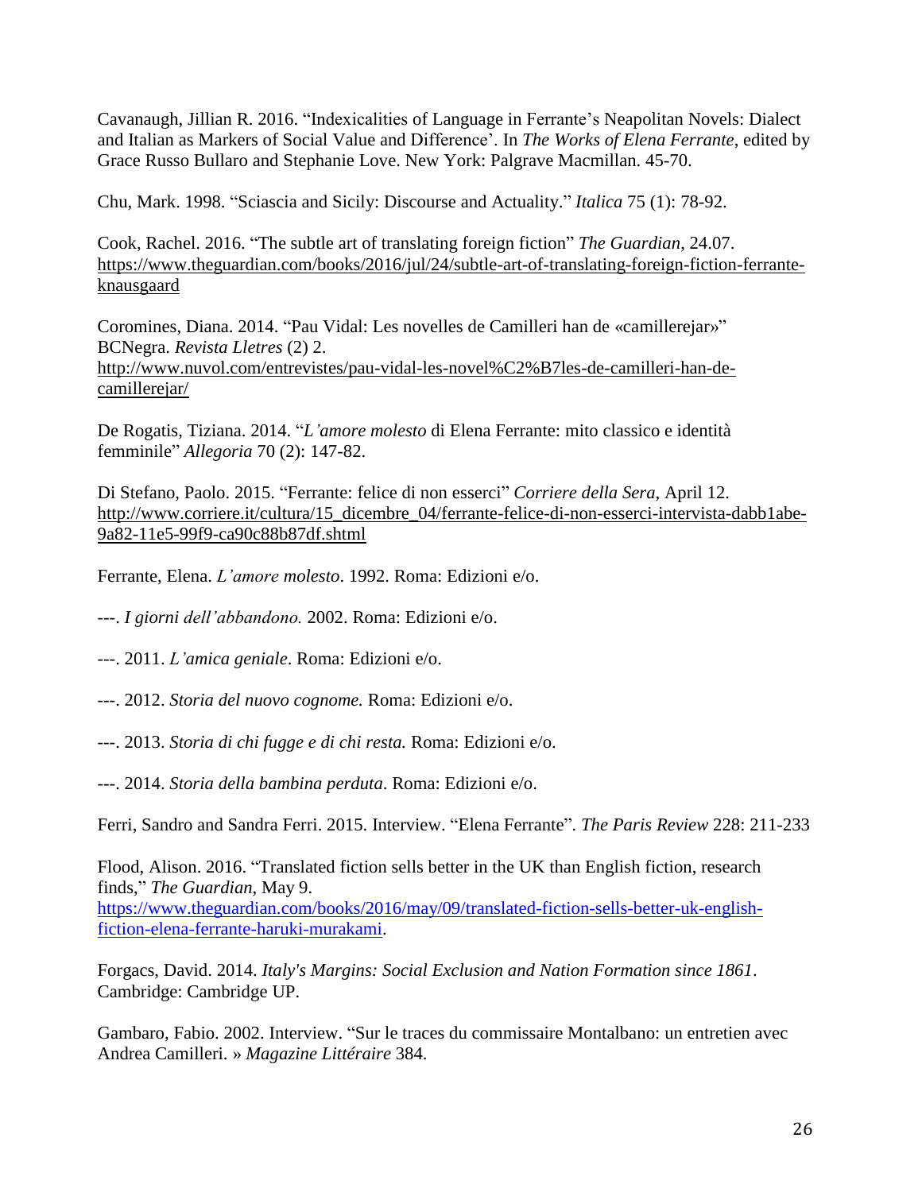Cavanaugh, Jillian R. 2016. “Indexicalities of Language in Ferrante’s Neapolitan Novels: Dialect and Italian as Markers of Social Value and Difference’. In *The Works of Elena Ferrante*, edited by Grace Russo Bullaro and Stephanie Love. New York: Palgrave Macmillan. 45-70.

Chu, Mark. 1998. “Sciascia and Sicily: Discourse and Actuality.” *Italica* 75 (1): 78-92.

Cook, Rachel. 2016. “The subtle art of translating foreign fiction” *The Guardian*, 24.07. https://www.theguardian.com/books/2016/jul/24/subtle-art-of-translating-foreign-fiction-ferrante-knausgaard

Coromines, Diana. 2014. “Pau Vidal: Les novelles de Camilleri han de «camillerejar»” BCNegra. *Revista Lletres* (2) 2. http://www.nuvol.com/entrevistes/pau-vidal-les-novel%C2%B7les-de-camilleri-han-de-camillerejar/

De Rogatis, Tiziana. 2014. “*L’amore molesto* di Elena Ferrante: mito classico e identità femminile” *Allegoria* 70 (2): 147-82.

Di Stefano, Paolo. 2015. “Ferrante: felice di non esserci” *Corriere della Sera*, April 12. http://www.corriere.it/cultura/15_dicembre_04/ferrante-felice-di-non-esserci-intervista-dabb1abe-9a82-11e5-99f9-ca90c88b87df.shtml

Ferrante, Elena. *L’amore molesto*. 1992. Roma: Edizioni e/o.

---. *I giorni dell’abbandono.* 2002. Roma: Edizioni e/o.

---. 2011. *L’amica geniale*. Roma: Edizioni e/o.

---. 2012. *Storia del nuovo cognome.* Roma: Edizioni e/o.

---. 2013. *Storia di chi fugge e di chi resta.* Roma: Edizioni e/o.

---. 2014. *Storia della bambina perduta*. Roma: Edizioni e/o.

Ferri, Sandro and Sandra Ferri. 2015. Interview. “Elena Ferrante”. *The Paris Review* 228: 211-233

Flood, Alison. 2016. “Translated fiction sells better in the UK than English fiction, research finds,” *The Guardian*, May 9. https://www.theguardian.com/books/2016/may/09/translated-fiction-sells-better-uk-english-fiction-elena-ferrante-haruki-murakami.

Forgacs, David. 2014. *Italy's Margins: Social Exclusion and Nation Formation since 1861*. Cambridge: Cambridge UP.

Gambaro, Fabio. 2002. Interview. “Sur le traces du commissaire Montalbano: un entretien avec Andrea Camilleri. » *Magazine Littéraire* 384.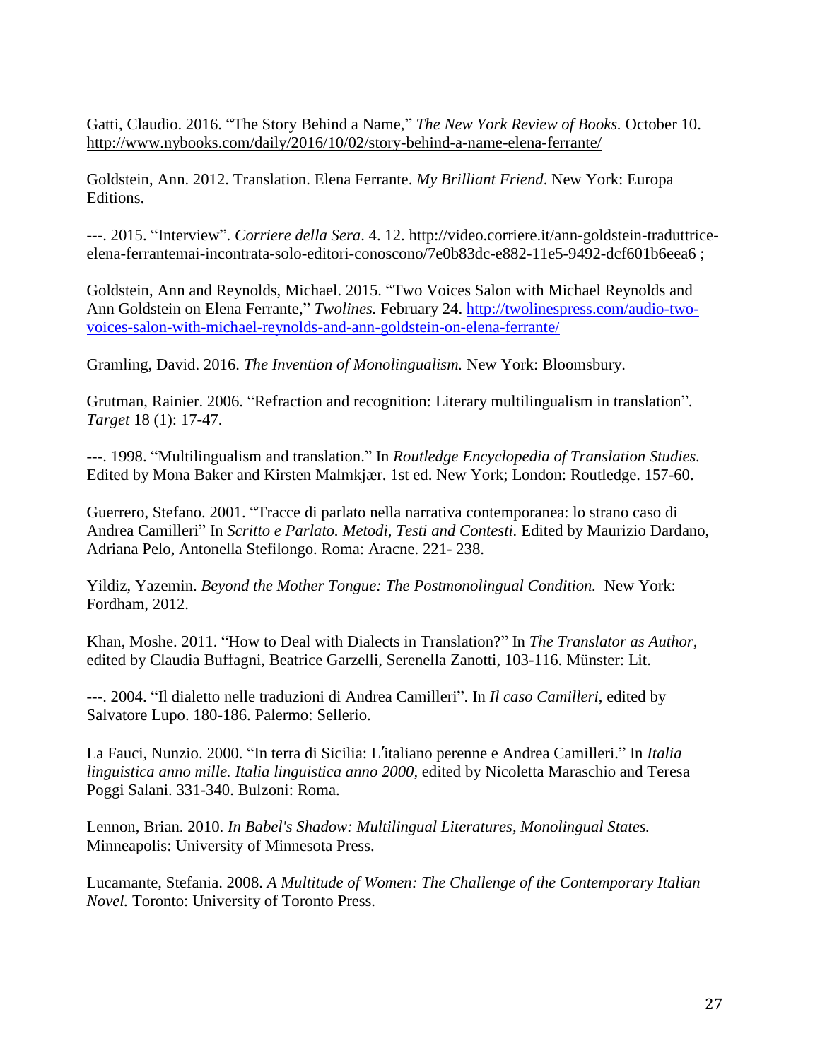Gatti, Claudio. 2016. "The Story Behind a Name," *The New York Review of Books.* October 10. http://www.nybooks.com/daily/2016/10/02/story-behind-a-name-elena-ferrante/

Goldstein, Ann. 2012. Translation. Elena Ferrante. *My Brilliant Friend*. New York: Europa Editions.

---. 2015. "Interview". *Corriere della Sera*. 4. 12. http://video.corriere.it/ann-goldstein-traduttrice-elena-ferrantemai-incontrata-solo-editori-conoscono/7e0b83dc-e882-11e5-9492-dcf601b6eea6 ;

Goldstein, Ann and Reynolds, Michael. 2015. "Two Voices Salon with Michael Reynolds and Ann Goldstein on Elena Ferrante," *Twolines.* February 24. http://twolinespress.com/audio-two-voices-salon-with-michael-reynolds-and-ann-goldstein-on-elena-ferrante/

Gramling, David. 2016. *The Invention of Monolingualism.* New York: Bloomsbury.

Grutman, Rainier. 2006. "Refraction and recognition: Literary multilingualism in translation". *Target* 18 (1): 17-47.

---. 1998. "Multilingualism and translation." In *Routledge Encyclopedia of Translation Studies.* Edited by Mona Baker and Kirsten Malmkjær. 1st ed. New York; London: Routledge. 157-60.

Guerrero, Stefano. 2001. "Tracce di parlato nella narrativa contemporanea: lo strano caso di Andrea Camilleri" In *Scritto e Parlato. Metodi, Testi and Contesti.* Edited by Maurizio Dardano, Adriana Pelo, Antonella Stefilongo. Roma: Aracne. 221- 238.

Yildiz, Yazemin. *Beyond the Mother Tongue: The Postmonolingual Condition.* New York: Fordham, 2012.

Khan, Moshe. 2011. "How to Deal with Dialects in Translation?" In *The Translator as Author*, edited by Claudia Buffagni, Beatrice Garzelli, Serenella Zanotti, 103-116. Münster: Lit.

---. 2004. "Il dialetto nelle traduzioni di Andrea Camilleri". In *Il caso Camilleri*, edited by Salvatore Lupo. 180-186. Palermo: Sellerio.

La Fauci, Nunzio. 2000. "In terra di Sicilia: L'italiano perenne e Andrea Camilleri." In *Italia linguistica anno mille. Italia linguistica anno 2000*, edited by Nicoletta Maraschio and Teresa Poggi Salani. 331-340. Bulzoni: Roma.

Lennon, Brian. 2010. *In Babel's Shadow: Multilingual Literatures, Monolingual States.* Minneapolis: University of Minnesota Press.

Lucamante, Stefania. 2008. *A Multitude of Women: The Challenge of the Contemporary Italian Novel.* Toronto: University of Toronto Press.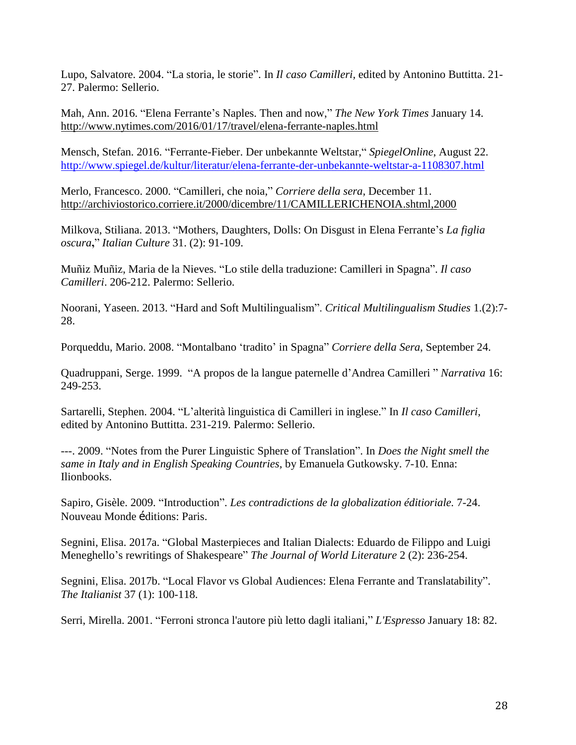Lupo, Salvatore. 2004. "La storia, le storie". In *Il caso Camilleri*, edited by Antonino Buttitta. 21-27. Palermo: Sellerio.

Mah, Ann. 2016. "Elena Ferrante's Naples. Then and now," *The New York Times* January 14. http://www.nytimes.com/2016/01/17/travel/elena-ferrante-naples.html

Mensch, Stefan. 2016. "Ferrante-Fieber. Der unbekannte Weltstar," *SpiegelOnline*, August 22. http://www.spiegel.de/kultur/literatur/elena-ferrante-der-unbekannte-weltstar-a-1108307.html

Merlo, Francesco. 2000. "Camilleri, che noia," *Corriere della sera*, December 11. http://archiviostorico.corriere.it/2000/dicembre/11/CAMILLERICHENOIA.shtml,2000

Milkova, Stiliana. 2013. "Mothers, Daughters, Dolls: On Disgust in Elena Ferrante's *La figlia oscura*," *Italian Culture* 31. (2): 91-109.

Muñiz Muñiz, Maria de la Nieves. "Lo stile della traduzione: Camilleri in Spagna". *Il caso Camilleri*. 206-212. Palermo: Sellerio.

Noorani, Yaseen. 2013. "Hard and Soft Multilingualism". *Critical Multilingualism Studies* 1.(2):7-28.

Porqueddu, Mario. 2008. "Montalbano 'tradito' in Spagna" *Corriere della Sera*, September 24.

Quadruppani, Serge. 1999. "A propos de la langue paternelle d'Andrea Camilleri " *Narrativa* 16: 249-253.

Sartarelli, Stephen. 2004. "L'alterità linguistica di Camilleri in inglese." In *Il caso Camilleri*, edited by Antonino Buttitta. 231-219. Palermo: Sellerio.

---. 2009. "Notes from the Purer Linguistic Sphere of Translation". In *Does the Night smell the same in Italy and in English Speaking Countries*, by Emanuela Gutkowsky. 7-10. Enna: Ilionbooks.

Sapiro, Gisèle. 2009. "Introduction". *Les contradictions de la globalization éditioriale.* 7-24. Nouveau Monde éditions: Paris.

Segnini, Elisa. 2017a. "Global Masterpieces and Italian Dialects: Eduardo de Filippo and Luigi Meneghello's rewritings of Shakespeare" *The Journal of World Literature* 2 (2): 236-254.

Segnini, Elisa. 2017b. "Local Flavor vs Global Audiences: Elena Ferrante and Translatability". *The Italianist* 37 (1): 100-118.

Serri, Mirella. 2001. "Ferroni stronca l'autore più letto dagli italiani," *L'Espresso* January 18: 82.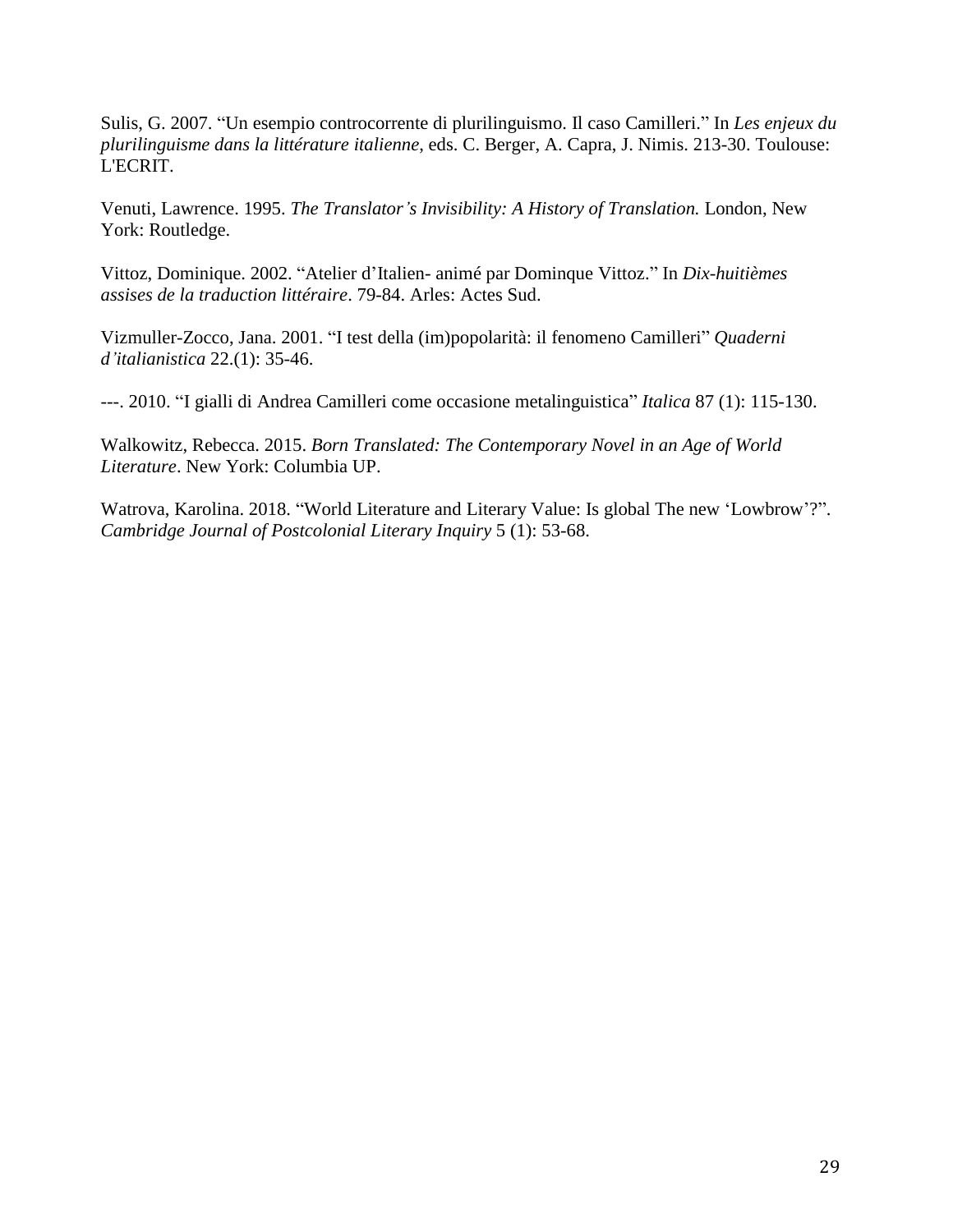Sulis, G. 2007. “Un esempio controcorrente di plurilinguismo. Il caso Camilleri.” In *Les enjeux du plurilinguisme dans la littérature italienne*, eds. C. Berger, A. Capra, J. Nimis. 213-30. Toulouse: L'ECRIT.

Venuti, Lawrence. 1995. *The Translator’s Invisibility: A History of Translation.* London, New York: Routledge.

Vittoz, Dominique. 2002. “Atelier d’Italien- animé par Dominque Vittoz.” In *Dix-huitièmes assises de la traduction littéraire*. 79-84. Arles: Actes Sud.

Vizmuller-Zocco, Jana. 2001. “I test della (im)popolarità: il fenomeno Camilleri” *Quaderni d’italianistica* 22.(1): 35-46.

---. 2010. “I gialli di Andrea Camilleri come occasione metalinguistica” *Italica* 87 (1): 115-130.

Walkowitz, Rebecca. 2015. *Born Translated: The Contemporary Novel in an Age of World Literature*. New York: Columbia UP.

Watrova, Karolina. 2018. “World Literature and Literary Value: Is global The new ‘Lowbrow’?”. *Cambridge Journal of Postcolonial Literary Inquiry* 5 (1): 53-68.